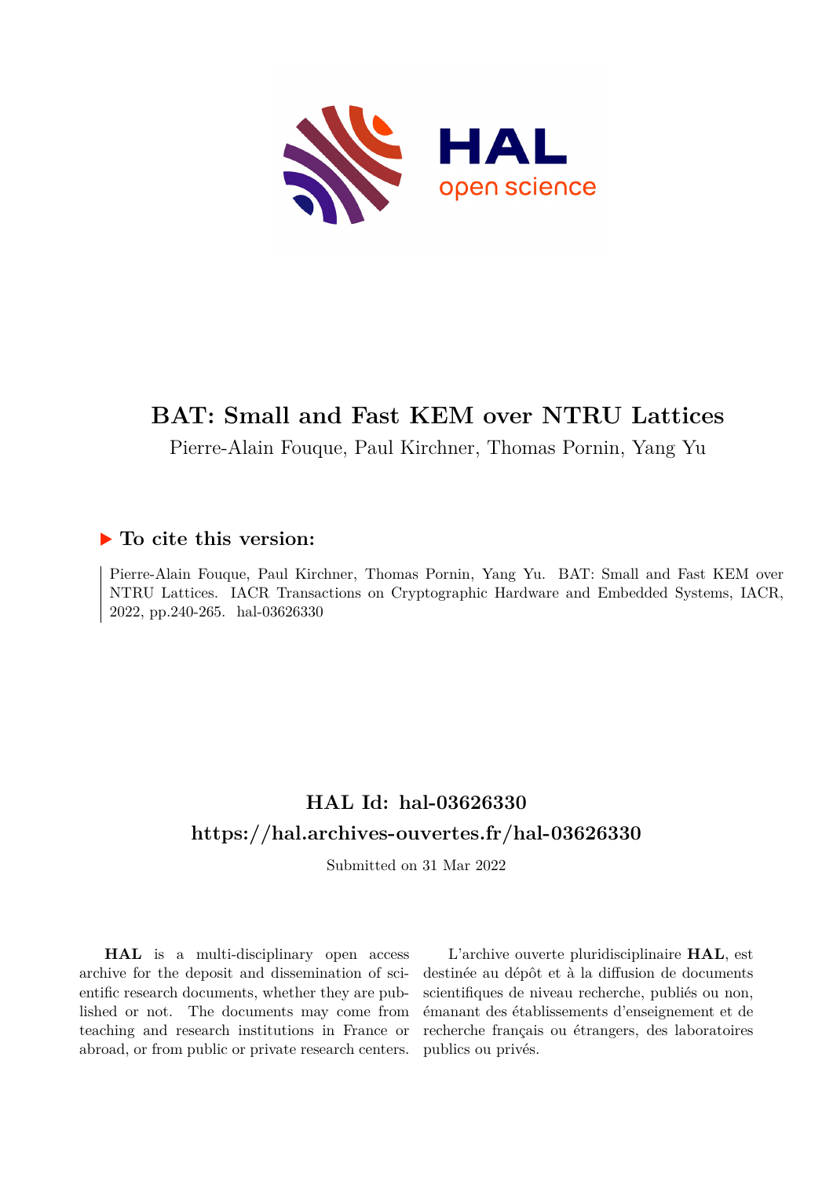# BAT: Small and Fast KEM over NTRU Lattices

Pierre-Alain Fouque, Paul Kirchner, Thomas Pornin, Yang Yu

## ▶ To cite this version:

Pierre-Alain Fouque, Paul Kirchner, Thomas Pornin, Yang Yu. BAT: Small and Fast KEM over NTRU Lattices. IACR Transactions on Cryptographic Hardware and Embedded Systems, IACR, 2022, pp.240-265. hal-03626330

## HAL Id: hal-03626330
## https://hal.archives-ouvertes.fr/hal-03626330

Submitted on 31 Mar 2022

**HAL** is a multi-disciplinary open access archive for the deposit and dissemination of scientific research documents, whether they are published or not. The documents may come from teaching and research institutions in France or abroad, or from public or private research centers.

L'archive ouverte pluridisciplinaire **HAL**, est destinée au dépôt et à la diffusion de documents scientifiques de niveau recherche, publiés ou non, émanant des établissements d'enseignement et de recherche français ou étrangers, des laboratoires publics ou privés.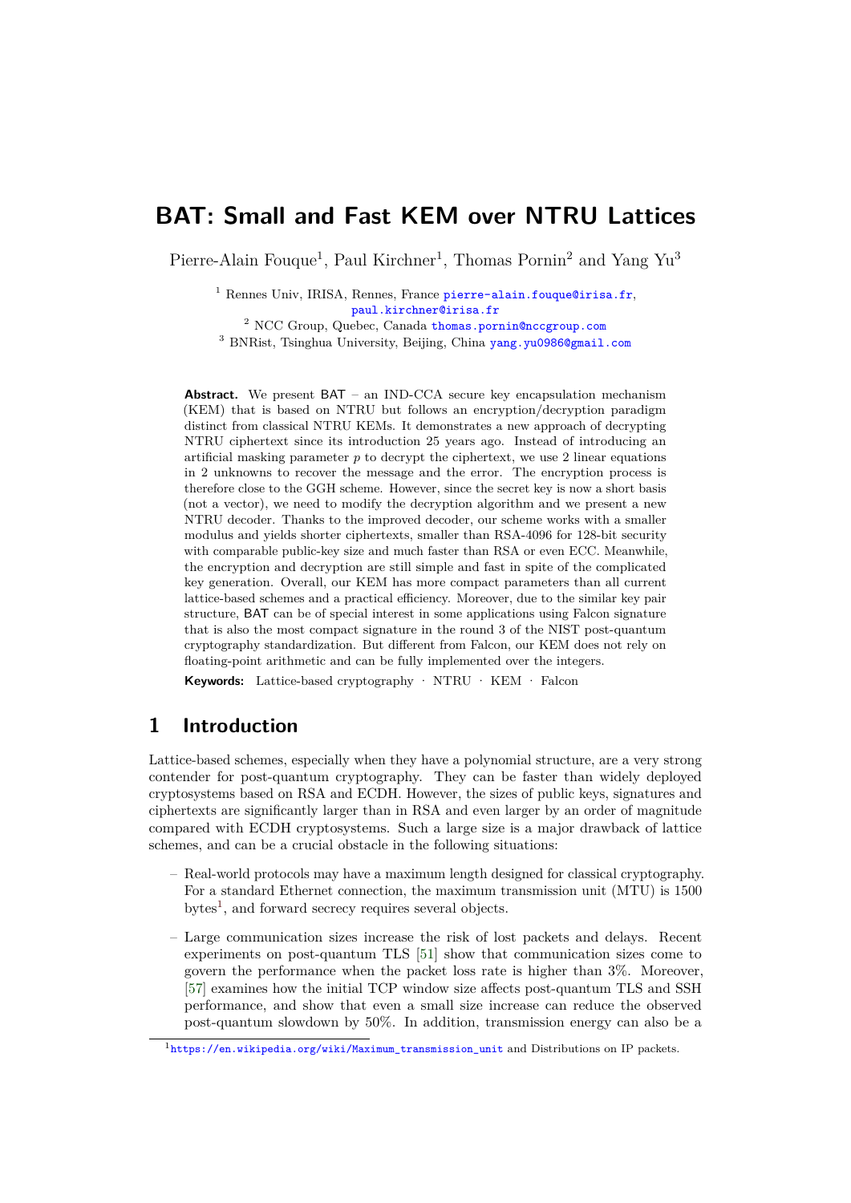# BAT: Small and Fast KEM over NTRU Lattices

Pierre-Alain Fouque[1], Paul Kirchner[1], Thomas Pornin[2] and Yang Yu[3]

[1] Rennes Univ, IRISA, Rennes, France pierre-alain.fouque@irisa.fr, paul.kirchner@irisa.fr
[2] NCC Group, Quebec, Canada thomas.pornin@nccgroup.com
[3] BNRist, Tsinghua University, Beijing, China yang.yu0986@gmail.com

**Abstract.** We present BAT – an IND-CCA secure key encapsulation mechanism (KEM) that is based on NTRU but follows an encryption/decryption paradigm distinct from classical NTRU KEMs. It demonstrates a new approach of decrypting NTRU ciphertext since its introduction 25 years ago. Instead of introducing an artificial masking parameter $p$ to decrypt the ciphertext, we use 2 linear equations in 2 unknowns to recover the message and the error. The encryption process is therefore close to the GGH scheme. However, since the secret key is now a short basis (not a vector), we need to modify the decryption algorithm and we present a new NTRU decoder. Thanks to the improved decoder, our scheme works with a smaller modulus and yields shorter ciphertexts, smaller than RSA-4096 for 128-bit security with comparable public-key size and much faster than RSA or even ECC. Meanwhile, the encryption and decryption are still simple and fast in spite of the complicated key generation. Overall, our KEM has more compact parameters than all current lattice-based schemes and a practical efficiency. Moreover, due to the similar key pair structure, BAT can be of special interest in some applications using Falcon signature that is also the most compact signature in the round 3 of the NIST post-quantum cryptography standardization. But different from Falcon, our KEM does not rely on floating-point arithmetic and can be fully implemented over the integers.

**Keywords:** Lattice-based cryptography · NTRU · KEM · Falcon

## 1 Introduction

Lattice-based schemes, especially when they have a polynomial structure, are a very strong contender for post-quantum cryptography. They can be faster than widely deployed cryptosystems based on RSA and ECDH. However, the sizes of public keys, signatures and ciphertexts are significantly larger than in RSA and even larger by an order of magnitude compared with ECDH cryptosystems. Such a large size is a major drawback of lattice schemes, and can be a crucial obstacle in the following situations:

– Real-world protocols may have a maximum length designed for classical cryptography. For a standard Ethernet connection, the maximum transmission unit (MTU) is 1500 bytes[1], and forward secrecy requires several objects.

– Large communication sizes increase the risk of lost packets and delays. Recent experiments on post-quantum TLS [51] show that communication sizes come to govern the performance when the packet loss rate is higher than 3%. Moreover, [57] examines how the initial TCP window size affects post-quantum TLS and SSH performance, and show that even a small size increase can reduce the observed post-quantum slowdown by 50%. In addition, transmission energy can also be a

[1] https://en.wikipedia.org/wiki/Maximum_transmission_unit and Distributions on IP packets.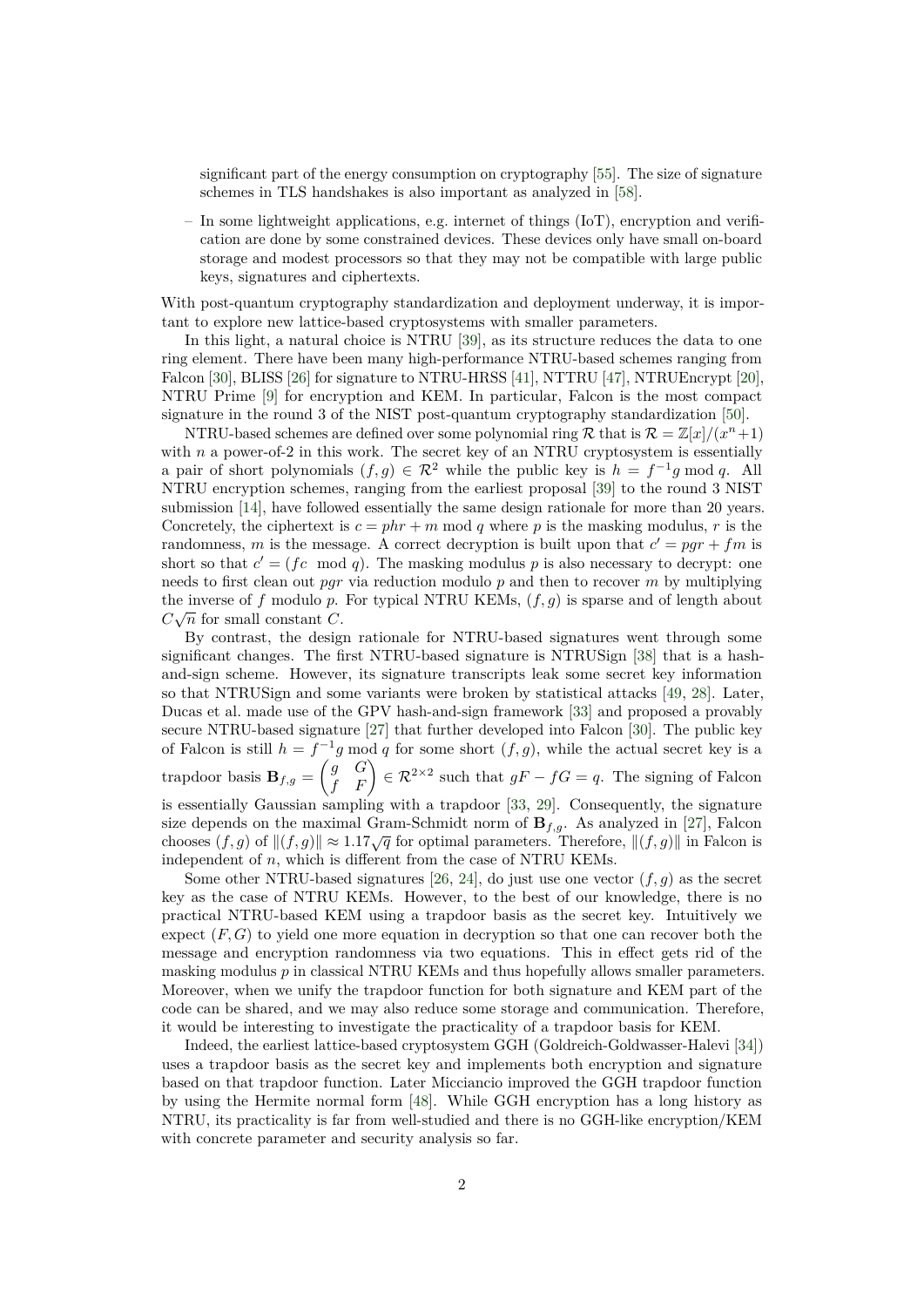significant part of the energy consumption on cryptography [55]. The size of signature schemes in TLS handshakes is also important as analyzed in [58].

– In some lightweight applications, e.g. internet of things (IoT), encryption and verification are done by some constrained devices. These devices only have small on-board storage and modest processors so that they may not be compatible with large public keys, signatures and ciphertexts.

With post-quantum cryptography standardization and deployment underway, it is important to explore new lattice-based cryptosystems with smaller parameters.

In this light, a natural choice is NTRU [39], as its structure reduces the data to one ring element. There have been many high-performance NTRU-based schemes ranging from Falcon [30], BLISS [26] for signature to NTRU-HRSS [41], NTTRU [47], NTRUEncrypt [20], NTRU Prime [9] for encryption and KEM. In particular, Falcon is the most compact signature in the round 3 of the NIST post-quantum cryptography standardization [50].

NTRU-based schemes are defined over some polynomial ring $\mathcal{R}$ that is $\mathcal{R} = \mathbb{Z}[x]/(x^n+1)$ with $n$ a power-of-2 in this work. The secret key of an NTRU cryptosystem is essentially a pair of short polynomials $(f, g) \in \mathcal{R}^2$ while the public key is $h = f^{-1}g \bmod q$. All NTRU encryption schemes, ranging from the earliest proposal [39] to the round 3 NIST submission [14], have followed essentially the same design rationale for more than 20 years. Concretely, the ciphertext is $c = phr + m \bmod q$ where $p$ is the masking modulus, $r$ is the randomness, $m$ is the message. A correct decryption is built upon that $c' = pgr + fm$ is short so that $c' = (fc \mod q)$. The masking modulus $p$ is also necessary to decrypt: one needs to first clean out $pgr$ via reduction modulo $p$ and then to recover $m$ by multiplying the inverse of $f$ modulo $p$. For typical NTRU KEMs, $(f, g)$ is sparse and of length about $C\sqrt{n}$ for small constant $C$.

By contrast, the design rationale for NTRU-based signatures went through some significant changes. The first NTRU-based signature is NTRUSign [38] that is a hash-and-sign scheme. However, its signature transcripts leak some secret key information so that NTRUSign and some variants were broken by statistical attacks [49, 28]. Later, Ducas et al. made use of the GPV hash-and-sign framework [33] and proposed a provably secure NTRU-based signature [27] that further developed into Falcon [30]. The public key of Falcon is still $h = f^{-1}g \bmod q$ for some short $(f, g)$, while the actual secret key is a trapdoor basis $\mathbf{B}_{f,g} = \begin{pmatrix} g & G \\ f & F \end{pmatrix} \in \mathcal{R}^{2\times 2}$ such that $gF - fG = q$. The signing of Falcon is essentially Gaussian sampling with a trapdoor [33, 29]. Consequently, the signature size depends on the maximal Gram-Schmidt norm of $\mathbf{B}_{f,g}$. As analyzed in [27], Falcon chooses $(f, g)$ of $\|(f, g)\| \approx 1.17\sqrt{q}$ for optimal parameters. Therefore, $\|(f, g)\|$ in Falcon is independent of $n$, which is different from the case of NTRU KEMs.

Some other NTRU-based signatures [26, 24], do just use one vector $(f, g)$ as the secret key as the case of NTRU KEMs. However, to the best of our knowledge, there is no practical NTRU-based KEM using a trapdoor basis as the secret key. Intuitively we expect $(F, G)$ to yield one more equation in decryption so that one can recover both the message and encryption randomness via two equations. This in effect gets rid of the masking modulus $p$ in classical NTRU KEMs and thus hopefully allows smaller parameters. Moreover, when we unify the trapdoor function for both signature and KEM part of the code can be shared, and we may also reduce some storage and communication. Therefore, it would be interesting to investigate the practicality of a trapdoor basis for KEM.

Indeed, the earliest lattice-based cryptosystem GGH (Goldreich-Goldwasser-Halevi [34]) uses a trapdoor basis as the secret key and implements both encryption and signature based on that trapdoor function. Later Micciancio improved the GGH trapdoor function by using the Hermite normal form [48]. While GGH encryption has a long history as NTRU, its practicality is far from well-studied and there is no GGH-like encryption/KEM with concrete parameter and security analysis so far.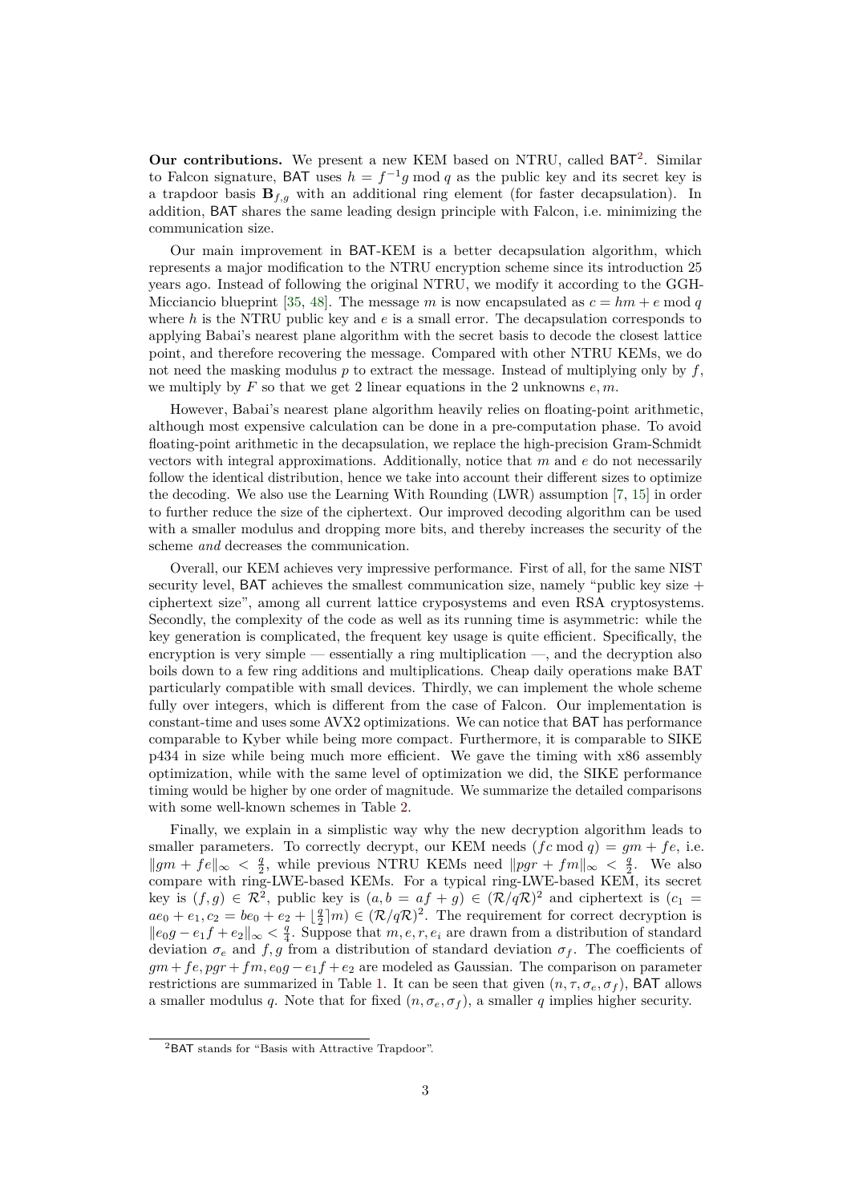**Our contributions.** We present a new KEM based on NTRU, called BAT[2]. Similar to Falcon signature, BAT uses $h = f^{-1}g \bmod q$ as the public key and its secret key is a trapdoor basis $\mathbf{B}_{f,g}$ with an additional ring element (for faster decapsulation). In addition, BAT shares the same leading design principle with Falcon, i.e. minimizing the communication size.

Our main improvement in BAT-KEM is a better decapsulation algorithm, which represents a major modification to the NTRU encryption scheme since its introduction 25 years ago. Instead of following the original NTRU, we modify it according to the GGH-Micciancio blueprint [35, 48]. The message $m$ is now encapsulated as $c = hm + e \bmod q$ where $h$ is the NTRU public key and $e$ is a small error. The decapsulation corresponds to applying Babai's nearest plane algorithm with the secret basis to decode the closest lattice point, and therefore recovering the message. Compared with other NTRU KEMs, we do not need the masking modulus $p$ to extract the message. Instead of multiplying only by $f$, we multiply by $F$ so that we get 2 linear equations in the 2 unknowns $e, m$.

However, Babai's nearest plane algorithm heavily relies on floating-point arithmetic, although most expensive calculation can be done in a pre-computation phase. To avoid floating-point arithmetic in the decapsulation, we replace the high-precision Gram-Schmidt vectors with integral approximations. Additionally, notice that $m$ and $e$ do not necessarily follow the identical distribution, hence we take into account their different sizes to optimize the decoding. We also use the Learning With Rounding (LWR) assumption [7, 15] in order to further reduce the size of the ciphertext. Our improved decoding algorithm can be used with a smaller modulus and dropping more bits, and thereby increases the security of the scheme *and* decreases the communication.

Overall, our KEM achieves very impressive performance. First of all, for the same NIST security level, BAT achieves the smallest communication size, namely "public key size + ciphertext size", among all current lattice cryposystems and even RSA cryptosystems. Secondly, the complexity of the code as well as its running time is asymmetric: while the key generation is complicated, the frequent key usage is quite efficient. Specifically, the encryption is very simple — essentially a ring multiplication —, and the decryption also boils down to a few ring additions and multiplications. Cheap daily operations make BAT particularly compatible with small devices. Thirdly, we can implement the whole scheme fully over integers, which is different from the case of Falcon. Our implementation is constant-time and uses some AVX2 optimizations. We can notice that BAT has performance comparable to Kyber while being more compact. Furthermore, it is comparable to SIKE p434 in size while being much more efficient. We gave the timing with x86 assembly optimization, while with the same level of optimization we did, the SIKE performance timing would be higher by one order of magnitude. We summarize the detailed comparisons with some well-known schemes in Table 2.

Finally, we explain in a simplistic way why the new decryption algorithm leads to smaller parameters. To correctly decrypt, our KEM needs $(fc \bmod q) = gm + fe$, i.e. $\|gm + fe\|_\infty < \frac{q}{2}$, while previous NTRU KEMs need $\|pgr + fm\|_\infty < \frac{q}{2}$. We also compare with ring-LWE-based KEMs. For a typical ring-LWE-based KEM, its secret key is $(f, g) \in \mathcal{R}^2$, public key is $(a, b = af + g) \in (\mathcal{R}/q\mathcal{R})^2$ and ciphertext is $(c_1 = ae_0 + e_1, c_2 = be_0 + e_2 + \lfloor \frac{q}{2} \rceil m) \in (\mathcal{R}/q\mathcal{R})^2$. The requirement for correct decryption is $\|e_0 g - e_1 f + e_2\|_\infty < \frac{q}{4}$. Suppose that $m, e, r, e_i$ are drawn from a distribution of standard deviation $\sigma_e$ and $f, g$ from a distribution of standard deviation $\sigma_f$. The coefficients of $gm + fe, pgr + fm, e_0 g - e_1 f + e_2$ are modeled as Gaussian. The comparison on parameter restrictions are summarized in Table 1. It can be seen that given $(n, \tau, \sigma_e, \sigma_f)$, BAT allows a smaller modulus $q$. Note that for fixed $(n, \sigma_e, \sigma_f)$, a smaller $q$ implies higher security.

[2] BAT stands for "Basis with Attractive Trapdoor".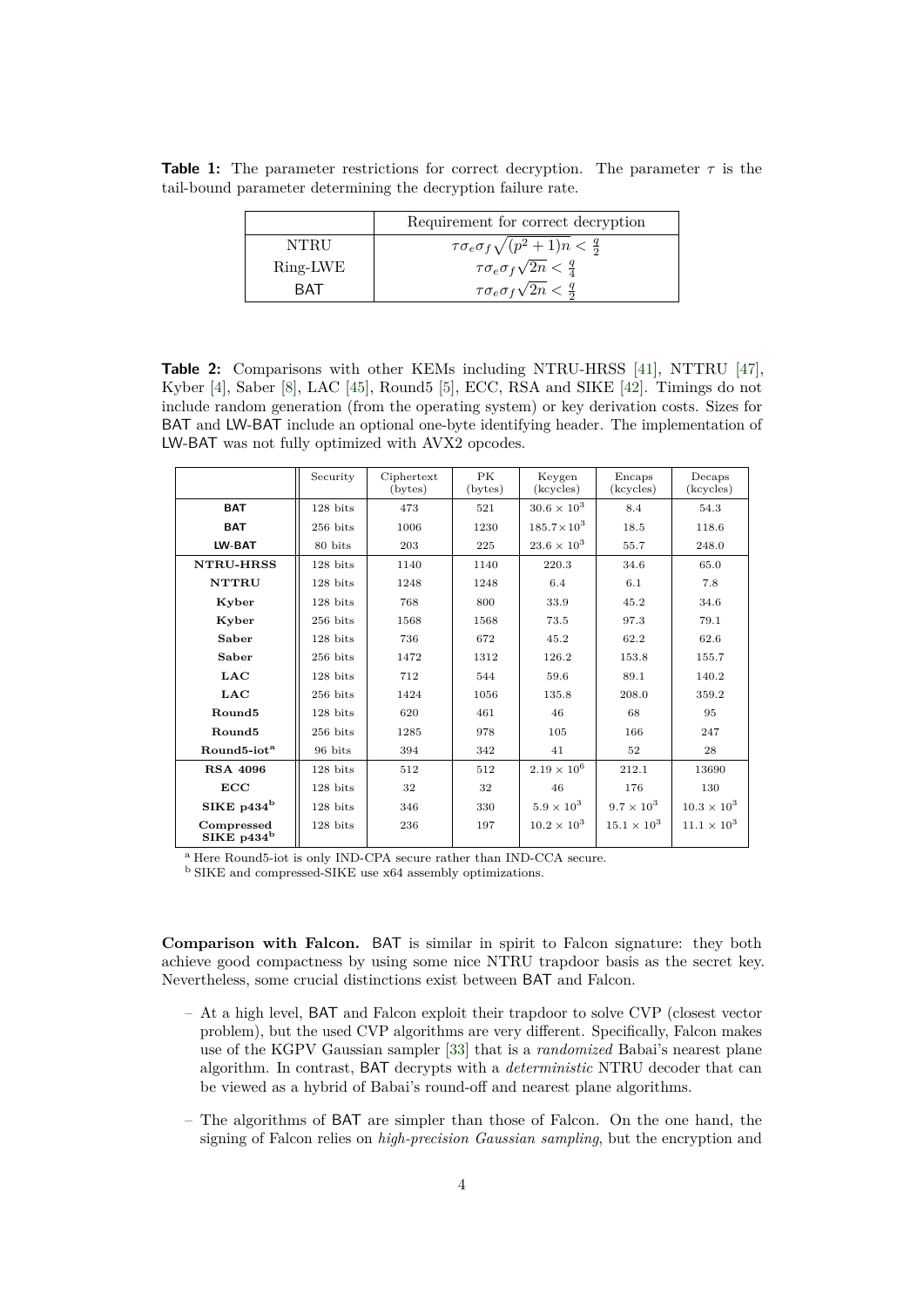**Table 1:** The parameter restrictions for correct decryption. The parameter $\tau$ is the tail-bound parameter determining the decryption failure rate.

| | Requirement for correct decryption |
|---|---|
| NTRU | $\tau\sigma_e\sigma_f\sqrt{(p^2+1)n} < \frac{q}{2}$ |
| Ring-LWE | $\tau\sigma_e\sigma_f\sqrt{2n} < \frac{q}{4}$ |
| BAT | $\tau\sigma_e\sigma_f\sqrt{2n} < \frac{q}{2}$ |

**Table 2:** Comparisons with other KEMs including NTRU-HRSS [41], NTTRU [47], Kyber [4], Saber [8], LAC [45], Round5 [5], ECC, RSA and SIKE [42]. Timings do not include random generation (from the operating system) or key derivation costs. Sizes for BAT and LW-BAT include an optional one-byte identifying header. The implementation of LW-BAT was not fully optimized with AVX2 opcodes.

| | Security | Ciphertext (bytes) | PK (bytes) | Keygen (kcycles) | Encaps (kcycles) | Decaps (kcycles) |
|---|---|---|---|---|---|---|
| **BAT** | 128 bits | 473 | 521 | $30.6 \times 10^3$ | 8.4 | 54.3 |
| **BAT** | 256 bits | 1006 | 1230 | $185.7 \times 10^3$ | 18.5 | 118.6 |
| **LW-BAT** | 80 bits | 203 | 225 | $23.6 \times 10^3$ | 55.7 | 248.0 |
| **NTRU-HRSS** | 128 bits | 1140 | 1140 | 220.3 | 34.6 | 65.0 |
| **NTTRU** | 128 bits | 1248 | 1248 | 6.4 | 6.1 | 7.8 |
| **Kyber** | 128 bits | 768 | 800 | 33.9 | 45.2 | 34.6 |
| **Kyber** | 256 bits | 1568 | 1568 | 73.5 | 97.3 | 79.1 |
| **Saber** | 128 bits | 736 | 672 | 45.2 | 62.2 | 62.6 |
| **Saber** | 256 bits | 1472 | 1312 | 126.2 | 153.8 | 155.7 |
| **LAC** | 128 bits | 712 | 544 | 59.6 | 89.1 | 140.2 |
| **LAC** | 256 bits | 1424 | 1056 | 135.8 | 208.0 | 359.2 |
| **Round5** | 128 bits | 620 | 461 | 46 | 68 | 95 |
| **Round5** | 256 bits | 1285 | 978 | 105 | 166 | 247 |
| **Round5-iot**[a] | 96 bits | 394 | 342 | 41 | 52 | 28 |
| **RSA 4096** | 128 bits | 512 | 512 | $2.19 \times 10^6$ | 212.1 | 13690 |
| **ECC** | 128 bits | 32 | 32 | 46 | 176 | 130 |
| **SIKE p434**[b] | 128 bits | 346 | 330 | $5.9 \times 10^3$ | $9.7 \times 10^3$ | $10.3 \times 10^3$ |
| **Compressed SIKE p434**[b] | 128 bits | 236 | 197 | $10.2 \times 10^3$ | $15.1 \times 10^3$ | $11.1 \times 10^3$ |

[a] Here Round5-iot is only IND-CPA secure rather than IND-CCA secure.
[b] SIKE and compressed-SIKE use x64 assembly optimizations.

**Comparison with Falcon.** BAT is similar in spirit to Falcon signature: they both achieve good compactness by using some nice NTRU trapdoor basis as the secret key. Nevertheless, some crucial distinctions exist between BAT and Falcon.

- At a high level, BAT and Falcon exploit their trapdoor to solve CVP (closest vector problem), but the used CVP algorithms are very different. Specifically, Falcon makes use of the KGPV Gaussian sampler [33] that is a *randomized* Babai's nearest plane algorithm. In contrast, BAT decrypts with a *deterministic* NTRU decoder that can be viewed as a hybrid of Babai's round-off and nearest plane algorithms.
- The algorithms of BAT are simpler than those of Falcon. On the one hand, the signing of Falcon relies on *high-precision Gaussian sampling*, but the encryption and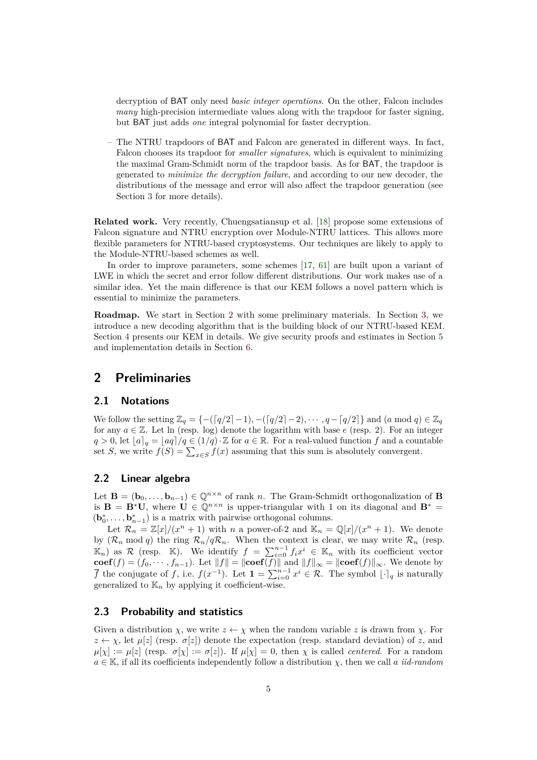decryption of BAT only need *basic integer operations*. On the other, Falcon includes *many* high-precision intermediate values along with the trapdoor for faster signing, but BAT just adds *one* integral polynomial for faster decryption.

– The NTRU trapdoors of BAT and Falcon are generated in different ways. In fact, Falcon chooses its trapdoor for *smaller signatures*, which is equivalent to minimizing the maximal Gram-Schmidt norm of the trapdoor basis. As for BAT, the trapdoor is generated to *minimize the decryption failure*, and according to our new decoder, the distributions of the message and error will also affect the trapdoor generation (see Section 3 for more details).

**Related work.** Very recently, Chuengsatiansup et al. [18] propose some extensions of Falcon signature and NTRU encryption over Module-NTRU lattices. This allows more flexible parameters for NTRU-based cryptosystems. Our techniques are likely to apply to the Module-NTRU-based schemes as well.

In order to improve parameters, some schemes [17, 61] are built upon a variant of LWE in which the secret and error follow different distributions. Our work makes use of a similar idea. Yet the main difference is that our KEM follows a novel pattern which is essential to minimize the parameters.

**Roadmap.** We start in Section 2 with some preliminary materials. In Section 3, we introduce a new decoding algorithm that is the building block of our NTRU-based KEM. Section 4 presents our KEM in details. We give security proofs and estimates in Section 5 and implementation details in Section 6.

## 2 Preliminaries

### 2.1 Notations

We follow the setting $\mathbb{Z}_q = \{-(\lceil q/2\rceil - 1), -(\lceil q/2\rceil - 2), \cdots, q - \lceil q/2\rceil\}$ and $(a \bmod q) \in \mathbb{Z}_q$ for any $a \in \mathbb{Z}$. Let ln (resp. log) denote the logarithm with base $e$ (resp. 2). For an integer $q > 0$, let $\lfloor a \rceil_q = \lfloor aq \rceil / q \in (1/q) \cdot \mathbb{Z}$ for $a \in \mathbb{R}$. For a real-valued function $f$ and a countable set $S$, we write $f(S) = \sum_{x \in S} f(x)$ assuming that this sum is absolutely convergent.

### 2.2 Linear algebra

Let $\mathbf{B} = (\mathbf{b}_0, \ldots, \mathbf{b}_{n-1}) \in \mathbb{Q}^{n \times n}$ of rank $n$. The Gram-Schmidt orthogonalization of $\mathbf{B}$ is $\mathbf{B} = \mathbf{B}^*\mathbf{U}$, where $\mathbf{U} \in \mathbb{Q}^{n \times n}$ is upper-triangular with 1 on its diagonal and $\mathbf{B}^* = (\mathbf{b}_0^*, \ldots, \mathbf{b}_{n-1}^*)$ is a matrix with pairwise orthogonal columns.

Let $\mathcal{R}_n = \mathbb{Z}[x]/(x^n + 1)$ with $n$ a power-of-2 and $\mathbb{K}_n = \mathbb{Q}[x]/(x^n + 1)$. We denote by $(\mathcal{R}_n \bmod q)$ the ring $\mathcal{R}_n / q\mathcal{R}_n$. When the context is clear, we may write $\mathcal{R}_n$ (resp. $\mathbb{K}_n$) as $\mathcal{R}$ (resp. $\mathbb{K}$). We identify $f = \sum_{i=0}^{n-1} f_i x^i \in \mathbb{K}_n$ with its coefficient vector $\mathbf{coef}(f) = (f_0, \cdots, f_{n-1})$. Let $\|f\| = \|\mathbf{coef}(f)\|$ and $\|f\|_\infty = \|\mathbf{coef}(f)\|_\infty$. We denote by $\overline{f}$ the conjugate of $f$, i.e. $f(x^{-1})$. Let $\mathbf{1} = \sum_{i=0}^{n-1} x^i \in \mathcal{R}$. The symbol $\lfloor \cdot \rceil_q$ is naturally generalized to $\mathbb{K}_n$ by applying it coefficient-wise.

### 2.3 Probability and statistics

Given a distribution $\chi$, we write $z \leftarrow \chi$ when the random variable $z$ is drawn from $\chi$. For $z \leftarrow \chi$, let $\mu[z]$ (resp. $\sigma[z]$) denote the expectation (resp. standard deviation) of $z$, and $\mu[\chi] := \mu[z]$ (resp. $\sigma[\chi] := \sigma[z]$). If $\mu[\chi] = 0$, then $\chi$ is called *centered*. For a random $a \in \mathbb{K}$, if all its coefficients independently follow a distribution $\chi$, then we call *a iid-random*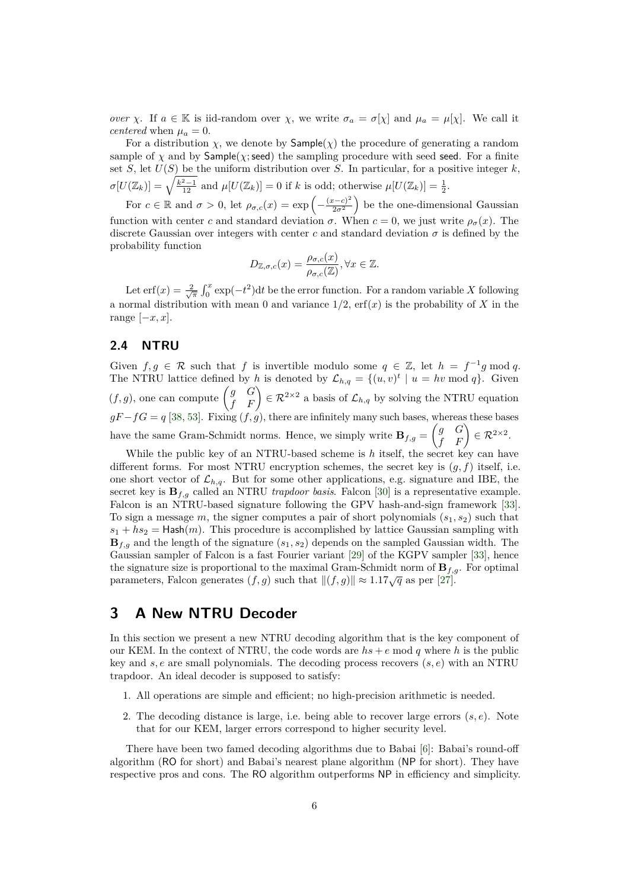*over* $\chi$. If $a \in \mathbb{K}$ is iid-random over $\chi$, we write $\sigma_a = \sigma[\chi]$ and $\mu_a = \mu[\chi]$. We call it *centered* when $\mu_a = 0$.

For a distribution $\chi$, we denote by $\mathsf{Sample}(\chi)$ the procedure of generating a random sample of $\chi$ and by $\mathsf{Sample}(\chi; \mathsf{seed})$ the sampling procedure with seed $\mathsf{seed}$. For a finite set $S$, let $U(S)$ be the uniform distribution over $S$. In particular, for a positive integer $k$, $\sigma[U(\mathbb{Z}_k)] = \sqrt{\frac{k^2-1}{12}}$ and $\mu[U(\mathbb{Z}_k)] = 0$ if $k$ is odd; otherwise $\mu[U(\mathbb{Z}_k)] = \frac{1}{2}$.

For $c \in \mathbb{R}$ and $\sigma > 0$, let $\rho_{\sigma,c}(x) = \exp\left(-\frac{(x-c)^2}{2\sigma^2}\right)$ be the one-dimensional Gaussian function with center $c$ and standard deviation $\sigma$. When $c = 0$, we just write $\rho_\sigma(x)$. The discrete Gaussian over integers with center $c$ and standard deviation $\sigma$ is defined by the probability function

$$D_{\mathbb{Z},\sigma,c}(x) = \frac{\rho_{\sigma,c}(x)}{\rho_{\sigma,c}(\mathbb{Z})}, \forall x \in \mathbb{Z}.$$

Let $\mathrm{erf}(x) = \frac{2}{\sqrt{\pi}} \int_0^x \exp(-t^2)\mathrm{d}t$ be the error function. For a random variable $X$ following a normal distribution with mean 0 and variance $1/2$, $\mathrm{erf}(x)$ is the probability of $X$ in the range $[-x, x]$.

## 2.4 NTRU

Given $f, g \in \mathcal{R}$ such that $f$ is invertible modulo some $q \in \mathbb{Z}$, let $h = f^{-1}g \bmod q$. The NTRU lattice defined by $h$ is denoted by $\mathcal{L}_{h,q} = \{(u,v)^t \mid u = hv \bmod q\}$. Given $(f,g)$, one can compute $\begin{pmatrix} g & G \\ f & F \end{pmatrix} \in \mathcal{R}^{2\times 2}$ a basis of $\mathcal{L}_{h,q}$ by solving the NTRU equation $gF - fG = q$ [38, 53]. Fixing $(f,g)$, there are infinitely many such bases, whereas these bases have the same Gram-Schmidt norms. Hence, we simply write $\mathbf{B}_{f,g} = \begin{pmatrix} g & G \\ f & F \end{pmatrix} \in \mathcal{R}^{2\times 2}$.

While the public key of an NTRU-based scheme is $h$ itself, the secret key can have different forms. For most NTRU encryption schemes, the secret key is $(g,f)$ itself, i.e. one short vector of $\mathcal{L}_{h,q}$. But for some other applications, e.g. signature and IBE, the secret key is $\mathbf{B}_{f,g}$ called an NTRU *trapdoor basis*. Falcon [30] is a representative example. Falcon is an NTRU-based signature following the GPV hash-and-sign framework [33]. To sign a message $m$, the signer computes a pair of short polynomials $(s_1, s_2)$ such that $s_1 + hs_2 = \mathsf{Hash}(m)$. This procedure is accomplished by lattice Gaussian sampling with $\mathbf{B}_{f,g}$ and the length of the signature $(s_1, s_2)$ depends on the sampled Gaussian width. The Gaussian sampler of Falcon is a fast Fourier variant [29] of the KGPV sampler [33], hence the signature size is proportional to the maximal Gram-Schmidt norm of $\mathbf{B}_{f,g}$. For optimal parameters, Falcon generates $(f,g)$ such that $\|(f,g)\| \approx 1.17\sqrt{q}$ as per [27].

# 3 A New NTRU Decoder

In this section we present a new NTRU decoding algorithm that is the key component of our KEM. In the context of NTRU, the code words are $hs + e \bmod q$ where $h$ is the public key and $s, e$ are small polynomials. The decoding process recovers $(s, e)$ with an NTRU trapdoor. An ideal decoder is supposed to satisfy:

1. All operations are simple and efficient; no high-precision arithmetic is needed.
2. The decoding distance is large, i.e. being able to recover large errors $(s, e)$. Note that for our KEM, larger errors correspond to higher security level.

There have been two famed decoding algorithms due to Babai [6]: Babai's round-off algorithm (RO for short) and Babai's nearest plane algorithm (NP for short). They have respective pros and cons. The RO algorithm outperforms NP in efficiency and simplicity.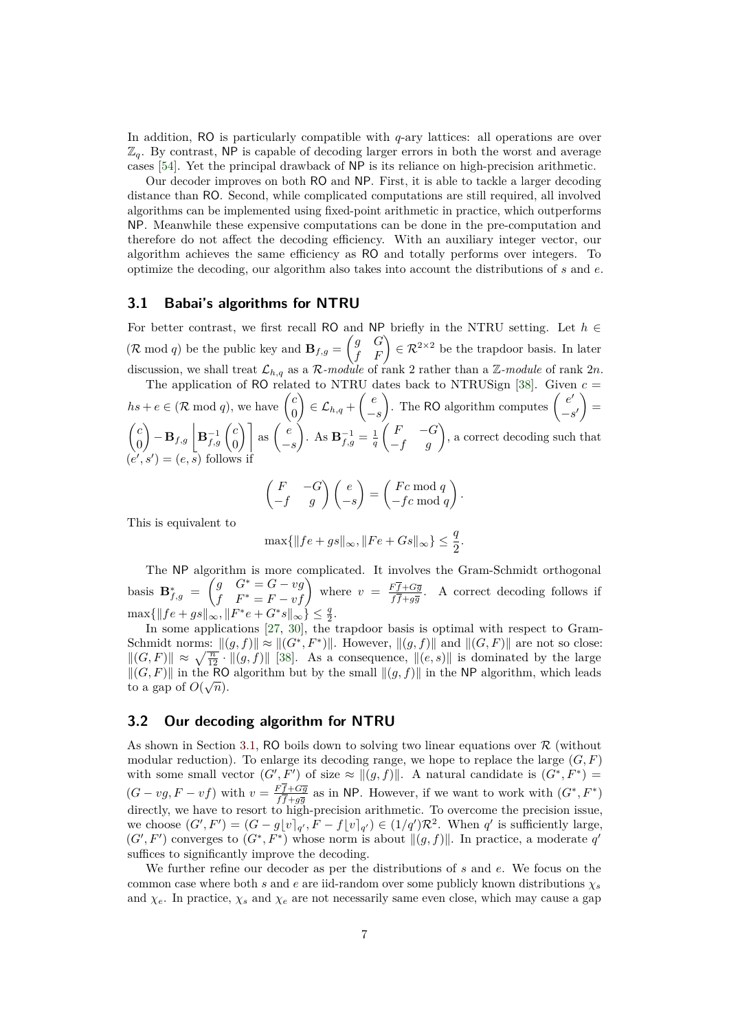In addition, RO is particularly compatible with $q$-ary lattices: all operations are over $\mathbb{Z}_q$. By contrast, NP is capable of decoding larger errors in both the worst and average cases [54]. Yet the principal drawback of NP is its reliance on high-precision arithmetic.

Our decoder improves on both RO and NP. First, it is able to tackle a larger decoding distance than RO. Second, while complicated computations are still required, all involved algorithms can be implemented using fixed-point arithmetic in practice, which outperforms NP. Meanwhile these expensive computations can be done in the pre-computation and therefore do not affect the decoding efficiency. With an auxiliary integer vector, our algorithm achieves the same efficiency as RO and totally performs over integers. To optimize the decoding, our algorithm also takes into account the distributions of $s$ and $e$.

### 3.1 Babai's algorithms for NTRU

For better contrast, we first recall RO and NP briefly in the NTRU setting. Let $h \in (\mathcal{R} \bmod q)$ be the public key and $\mathbf{B}_{f,g} = \begin{pmatrix} g & G \\ f & F \end{pmatrix} \in \mathcal{R}^{2\times 2}$ be the trapdoor basis. In later discussion, we shall treat $\mathcal{L}_{h,q}$ as a $\mathcal{R}$-*module* of rank 2 rather than a $\mathbb{Z}$-*module* of rank $2n$.

The application of RO related to NTRU dates back to NTRUSign [38]. Given $c = hs + e \in (\mathcal{R} \bmod q)$, we have $\begin{pmatrix} c \\ 0 \end{pmatrix} \in \mathcal{L}_{h,q} + \begin{pmatrix} e \\ -s \end{pmatrix}$. The RO algorithm computes $\begin{pmatrix} e' \\ -s' \end{pmatrix} = \begin{pmatrix} c \\ 0 \end{pmatrix} - \mathbf{B}_{f,g}\left\lfloor \mathbf{B}_{f,g}^{-1}\begin{pmatrix} c \\ 0 \end{pmatrix} \right\rceil$ as $\begin{pmatrix} e \\ -s \end{pmatrix}$. As $\mathbf{B}_{f,g}^{-1} = \frac{1}{q}\begin{pmatrix} F & -G \\ -f & g \end{pmatrix}$, a correct decoding such that $(e', s') = (e, s)$ follows if

$$\begin{pmatrix} F & -G \\ -f & g \end{pmatrix}\begin{pmatrix} e \\ -s \end{pmatrix} = \begin{pmatrix} Fc \bmod q \\ -fc \bmod q \end{pmatrix}.$$

This is equivalent to

$$\max\{\|fe + gs\|_\infty, \|Fe + Gs\|_\infty\} \leq \frac{q}{2}.$$

The NP algorithm is more complicated. It involves the Gram-Schmidt orthogonal basis $\mathbf{B}_{f,g}^* = \begin{pmatrix} g & G^* = G - vg \\ f & F^* = F - vf \end{pmatrix}$ where $v = \frac{F\overline{f} + G\overline{g}}{f\overline{f} + g\overline{g}}$. A correct decoding follows if $\max\{\|fe + gs\|_\infty, \|F^*e + G^*s\|_\infty\} \leq \frac{q}{2}$.

In some applications [27, 30], the trapdoor basis is optimal with respect to Gram-Schmidt norms: $\|(g, f)\| \approx \|(G^*, F^*)\|$. However, $\|(g, f)\|$ and $\|(G, F)\|$ are not so close: $\|(G, F)\| \approx \sqrt{\frac{n}{12}} \cdot \|(g, f)\|$ [38]. As a consequence, $\|(e, s)\|$ is dominated by the large $\|(G, F)\|$ in the RO algorithm but by the small $\|(g, f)\|$ in the NP algorithm, which leads to a gap of $O(\sqrt{n})$.

### 3.2 Our decoding algorithm for NTRU

As shown in Section 3.1, RO boils down to solving two linear equations over $\mathcal{R}$ (without modular reduction). To enlarge its decoding range, we hope to replace the large $(G, F)$ with some small vector $(G', F')$ of size $\approx \|(g, f)\|$. A natural candidate is $(G^*, F^*) = (G - vg, F - vf)$ with $v = \frac{F\overline{f} + G\overline{g}}{f\overline{f} + g\overline{g}}$ as in NP. However, if we want to work with $(G^*, F^*)$ directly, we have to resort to high-precision arithmetic. To overcome the precision issue, we choose $(G', F') = (G - g\lfloor v \rceil_{q'}, F - f\lfloor v \rceil_{q'}) \in (1/q')\mathcal{R}^2$. When $q'$ is sufficiently large, $(G', F')$ converges to $(G^*, F^*)$ whose norm is about $\|(g, f)\|$. In practice, a moderate $q'$ suffices to significantly improve the decoding.

We further refine our decoder as per the distributions of $s$ and $e$. We focus on the common case where both $s$ and $e$ are iid-random over some publicly known distributions $\chi_s$ and $\chi_e$. In practice, $\chi_s$ and $\chi_e$ are not necessarily same even close, which may cause a gap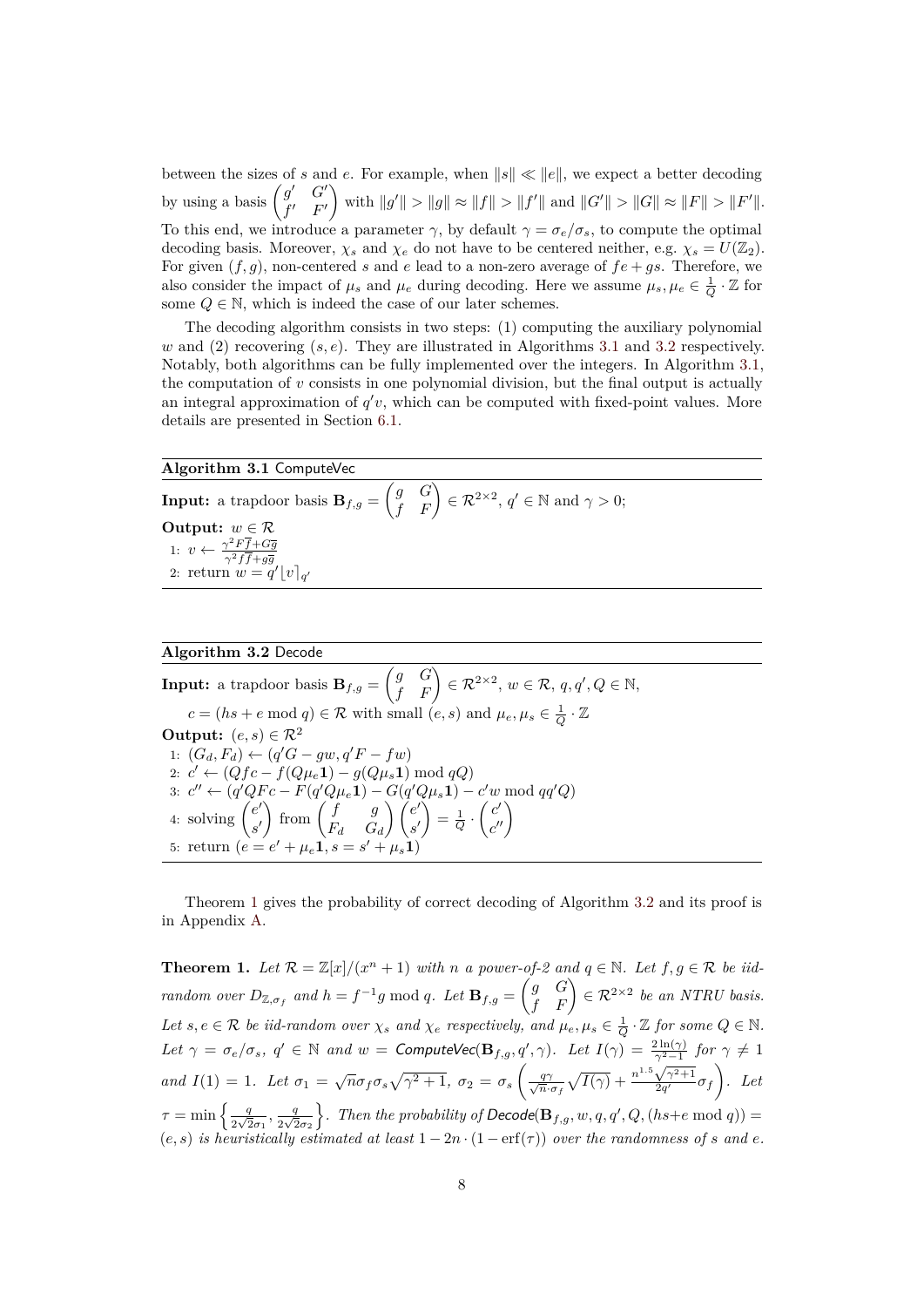between the sizes of $s$ and $e$. For example, when $\|s\| \ll \|e\|$, we expect a better decoding by using a basis $\begin{pmatrix} g' & G' \\ f' & F' \end{pmatrix}$ with $\|g'\| > \|g\| \approx \|f\| > \|f'\|$ and $\|G'\| > \|G\| \approx \|F\| > \|F'\|$. To this end, we introduce a parameter $\gamma$, by default $\gamma = \sigma_e/\sigma_s$, to compute the optimal decoding basis. Moreover, $\chi_s$ and $\chi_e$ do not have to be centered neither, e.g. $\chi_s = U(\mathbb{Z}_2)$. For given $(f, g)$, non-centered $s$ and $e$ lead to a non-zero average of $fe + gs$. Therefore, we also consider the impact of $\mu_s$ and $\mu_e$ during decoding. Here we assume $\mu_s, \mu_e \in \frac{1}{Q} \cdot \mathbb{Z}$ for some $Q \in \mathbb{N}$, which is indeed the case of our later schemes.

The decoding algorithm consists in two steps: (1) computing the auxiliary polynomial $w$ and (2) recovering $(s, e)$. They are illustrated in Algorithms 3.1 and 3.2 respectively. Notably, both algorithms can be fully implemented over the integers. In Algorithm 3.1, the computation of $v$ consists in one polynomial division, but the final output is actually an integral approximation of $q'v$, which can be computed with fixed-point values. More details are presented in Section 6.1.

**Algorithm 3.1** ComputeVec

**Input:** a trapdoor basis $\mathbf{B}_{f,g} = \begin{pmatrix} g & G \\ f & F \end{pmatrix} \in \mathcal{R}^{2\times 2}$, $q' \in \mathbb{N}$ and $\gamma > 0$;

**Output:** $w \in \mathcal{R}$

1: $v \leftarrow \frac{\gamma^2 F\overline{f} + G\overline{g}}{\gamma^2 f\overline{f} + g\overline{g}}$

2: return $w = q'\lfloor v \rceil_{q'}$

**Algorithm 3.2** Decode

**Input:** a trapdoor basis $\mathbf{B}_{f,g} = \begin{pmatrix} g & G \\ f & F \end{pmatrix} \in \mathcal{R}^{2\times 2}$, $w \in \mathcal{R}$, $q, q', Q \in \mathbb{N}$,

$c = (hs + e \bmod q) \in \mathcal{R}$ with small $(e, s)$ and $\mu_e, \mu_s \in \frac{1}{Q} \cdot \mathbb{Z}$

**Output:** $(e, s) \in \mathcal{R}^2$

1: $(G_d, F_d) \leftarrow (q'G - gw, q'F - fw)$

2: $c' \leftarrow (Qfc - f(Q\mu_e\mathbf{1}) - g(Q\mu_s\mathbf{1}) \bmod qQ)$

3: $c'' \leftarrow (q'QFc - F(q'Q\mu_e\mathbf{1}) - G(q'Q\mu_s\mathbf{1}) - c'w \bmod qq'Q)$

4: solving $\begin{pmatrix} e' \\ s' \end{pmatrix}$ from $\begin{pmatrix} f & g \\ F_d & G_d \end{pmatrix}\begin{pmatrix} e' \\ s' \end{pmatrix} = \frac{1}{Q} \cdot \begin{pmatrix} c' \\ c'' \end{pmatrix}$

5: return $(e = e' + \mu_e\mathbf{1}, s = s' + \mu_s\mathbf{1})$

Theorem 1 gives the probability of correct decoding of Algorithm 3.2 and its proof is in Appendix A.

**Theorem 1.** *Let $\mathcal{R} = \mathbb{Z}[x]/(x^n + 1)$ with $n$ a power-of-2 and $q \in \mathbb{N}$. Let $f, g \in \mathcal{R}$ be iid-random over $D_{\mathbb{Z},\sigma_f}$ and $h = f^{-1}g \bmod q$. Let $\mathbf{B}_{f,g} = \begin{pmatrix} g & G \\ f & F \end{pmatrix} \in \mathcal{R}^{2\times 2}$ be an NTRU basis. Let $s, e \in \mathcal{R}$ be iid-random over $\chi_s$ and $\chi_e$ respectively, and $\mu_e, \mu_s \in \frac{1}{Q} \cdot \mathbb{Z}$ for some $Q \in \mathbb{N}$. Let $\gamma = \sigma_e/\sigma_s$, $q' \in \mathbb{N}$ and $w =$ ComputeVec$(\mathbf{B}_{f,g}, q', \gamma)$. Let $I(\gamma) = \frac{2\ln(\gamma)}{\gamma^2 - 1}$ for $\gamma \neq 1$ and $I(1) = 1$. Let $\sigma_1 = \sqrt{n}\sigma_f\sigma_s\sqrt{\gamma^2 + 1}$, $\sigma_2 = \sigma_s\left(\frac{q\gamma}{\sqrt{n}\cdot\sigma_f}\sqrt{I(\gamma)} + \frac{n^{1.5}\sqrt{\gamma^2+1}}{2q'}\sigma_f\right)$. Let $\tau = \min\left\{\frac{q}{2\sqrt{2}\sigma_1}, \frac{q}{2\sqrt{2}\sigma_2}\right\}$. Then the probability of Decode$(\mathbf{B}_{f,g}, w, q, q', Q, (hs{+}e \bmod q)) = (e, s)$ is heuristically estimated at least $1 - 2n \cdot (1 - \mathrm{erf}(\tau))$ over the randomness of $s$ and $e$.*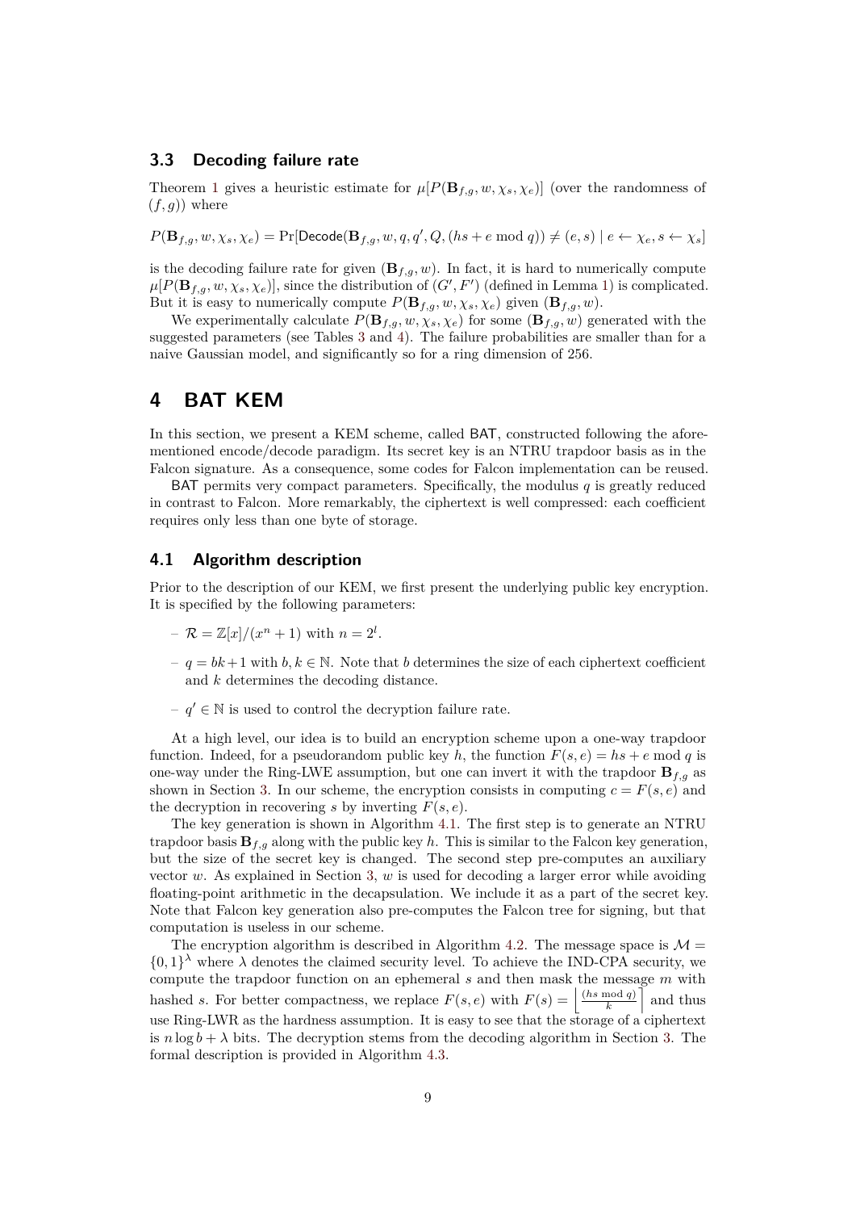### 3.3 Decoding failure rate

Theorem 1 gives a heuristic estimate for $\mu[P(\mathbf{B}_{f,g}, w, \chi_s, \chi_e)]$ (over the randomness of $(f, g)$) where

$$P(\mathbf{B}_{f,g}, w, \chi_s, \chi_e) = \Pr[\mathsf{Decode}(\mathbf{B}_{f,g}, w, q, q', Q, (hs + e \bmod q)) \neq (e, s) \mid e \leftarrow \chi_e, s \leftarrow \chi_s]$$

is the decoding failure rate for given $(\mathbf{B}_{f,g}, w)$. In fact, it is hard to numerically compute $\mu[P(\mathbf{B}_{f,g}, w, \chi_s, \chi_e)]$, since the distribution of $(G', F')$ (defined in Lemma 1) is complicated. But it is easy to numerically compute $P(\mathbf{B}_{f,g}, w, \chi_s, \chi_e)$ given $(\mathbf{B}_{f,g}, w)$.

We experimentally calculate $P(\mathbf{B}_{f,g}, w, \chi_s, \chi_e)$ for some $(\mathbf{B}_{f,g}, w)$ generated with the suggested parameters (see Tables 3 and 4). The failure probabilities are smaller than for a naive Gaussian model, and significantly so for a ring dimension of 256.

## 4 BAT KEM

In this section, we present a KEM scheme, called BAT, constructed following the aforementioned encode/decode paradigm. Its secret key is an NTRU trapdoor basis as in the Falcon signature. As a consequence, some codes for Falcon implementation can be reused.

BAT permits very compact parameters. Specifically, the modulus $q$ is greatly reduced in contrast to Falcon. More remarkably, the ciphertext is well compressed: each coefficient requires only less than one byte of storage.

### 4.1 Algorithm description

Prior to the description of our KEM, we first present the underlying public key encryption. It is specified by the following parameters:

- $\mathcal{R} = \mathbb{Z}[x]/(x^n + 1)$ with $n = 2^l$.
- $q = bk + 1$ with $b, k \in \mathbb{N}$. Note that $b$ determines the size of each ciphertext coefficient and $k$ determines the decoding distance.
- $q' \in \mathbb{N}$ is used to control the decryption failure rate.

At a high level, our idea is to build an encryption scheme upon a one-way trapdoor function. Indeed, for a pseudorandom public key $h$, the function $F(s, e) = hs + e \bmod q$ is one-way under the Ring-LWE assumption, but one can invert it with the trapdoor $\mathbf{B}_{f,g}$ as shown in Section 3. In our scheme, the encryption consists in computing $c = F(s, e)$ and the decryption in recovering $s$ by inverting $F(s, e)$.

The key generation is shown in Algorithm 4.1. The first step is to generate an NTRU trapdoor basis $\mathbf{B}_{f,g}$ along with the public key $h$. This is similar to the Falcon key generation, but the size of the secret key is changed. The second step pre-computes an auxiliary vector $w$. As explained in Section 3, $w$ is used for decoding a larger error while avoiding floating-point arithmetic in the decapsulation. We include it as a part of the secret key. Note that Falcon key generation also pre-computes the Falcon tree for signing, but that computation is useless in our scheme.

The encryption algorithm is described in Algorithm 4.2. The message space is $\mathcal{M} = \{0, 1\}^\lambda$ where $\lambda$ denotes the claimed security level. To achieve the IND-CPA security, we compute the trapdoor function on an ephemeral $s$ and then mask the message $m$ with hashed $s$. For better compactness, we replace $F(s, e)$ with $F(s) = \left\lfloor \frac{(hs \bmod q)}{k} \right\rceil$ and thus use Ring-LWR as the hardness assumption. It is easy to see that the storage of a ciphertext is $n \log b + \lambda$ bits. The decryption stems from the decoding algorithm in Section 3. The formal description is provided in Algorithm 4.3.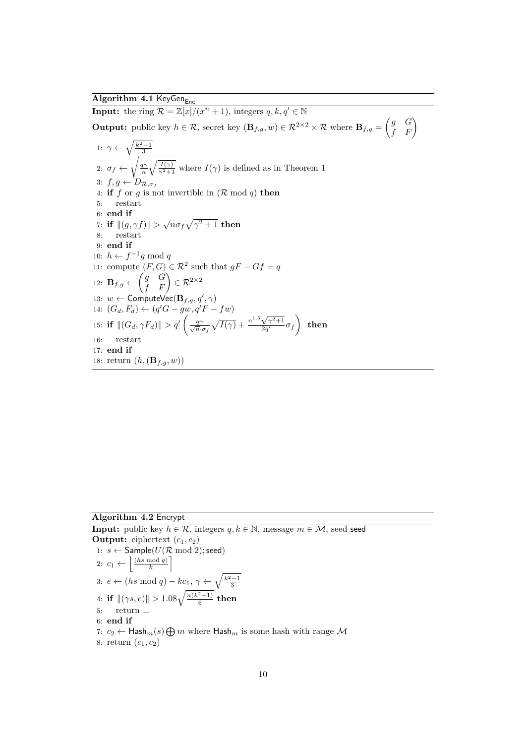**Algorithm 4.1** $\mathsf{KeyGen}_{\mathsf{Enc}}$

**Input:** the ring $\mathcal{R} = \mathbb{Z}[x]/(x^n + 1)$, integers $q, k, q' \in \mathbb{N}$

**Output:** public key $h \in \mathcal{R}$, secret key $(\mathbf{B}_{f,g}, w) \in \mathcal{R}^{2\times 2} \times \mathcal{R}$ where $\mathbf{B}_{f,g} = \begin{pmatrix} g & G \\ f & F \end{pmatrix}$

1: $\gamma \leftarrow \sqrt{\frac{k^2-1}{3}}$
2: $\sigma_f \leftarrow \sqrt{\frac{q\gamma}{n}\sqrt{\frac{I(\gamma)}{\gamma^2+1}}}$ where $I(\gamma)$ is defined as in Theorem 1
3: $f, g \leftarrow D_{\mathcal{R},\sigma_f}$
4: **if** $f$ or $g$ is not invertible in ($\mathcal{R}$ mod $q$) **then**
5: restart
6: **end if**
7: **if** $\|(g, \gamma f)\| > \sqrt{n}\sigma_f\sqrt{\gamma^2+1}$ **then**
8: restart
9: **end if**
10: $h \leftarrow f^{-1}g \bmod q$
11: compute $(F, G) \in \mathcal{R}^2$ such that $gF - Gf = q$
12: $\mathbf{B}_{f,g} \leftarrow \begin{pmatrix} g & G \\ f & F \end{pmatrix} \in \mathcal{R}^{2\times 2}$
13: $w \leftarrow \mathsf{ComputeVec}(\mathbf{B}_{f,g}, q', \gamma)$
14: $(G_d, F_d) \leftarrow (q'G - gw, q'F - fw)$
15: **if** $\|(G_d, \gamma F_d)\| > q'\left(\frac{q\gamma}{\sqrt{n}\cdot\sigma_f}\sqrt{I(\gamma)} + \frac{n^{1.5}\sqrt{\gamma^2+1}}{2q'}\sigma_f\right)$ **then**
16: restart
17: **end if**
18: return $(h, (\mathbf{B}_{f,g}, w))$

**Algorithm 4.2** $\mathsf{Encrypt}$

**Input:** public key $h \in \mathcal{R}$, integers $q, k \in \mathbb{N}$, message $m \in \mathcal{M}$, seed $\mathsf{seed}$

**Output:** ciphertext $(c_1, c_2)$

1: $s \leftarrow \mathsf{Sample}(U(\mathcal{R} \bmod 2); \mathsf{seed})$
2: $c_1 \leftarrow \left\lfloor \frac{(hs \bmod q)}{k} \right\rceil$
3: $e \leftarrow (hs \bmod q) - kc_1$, $\gamma \leftarrow \sqrt{\frac{k^2-1}{3}}$
4: **if** $\|(\gamma s, e)\| > 1.08\sqrt{\frac{n(k^2-1)}{6}}$ **then**
5: return $\perp$
6: **end if**
7: $c_2 \leftarrow \mathsf{Hash}_m(s) \bigoplus m$ where $\mathsf{Hash}_m$ is some hash with range $\mathcal{M}$
8: return $(c_1, c_2)$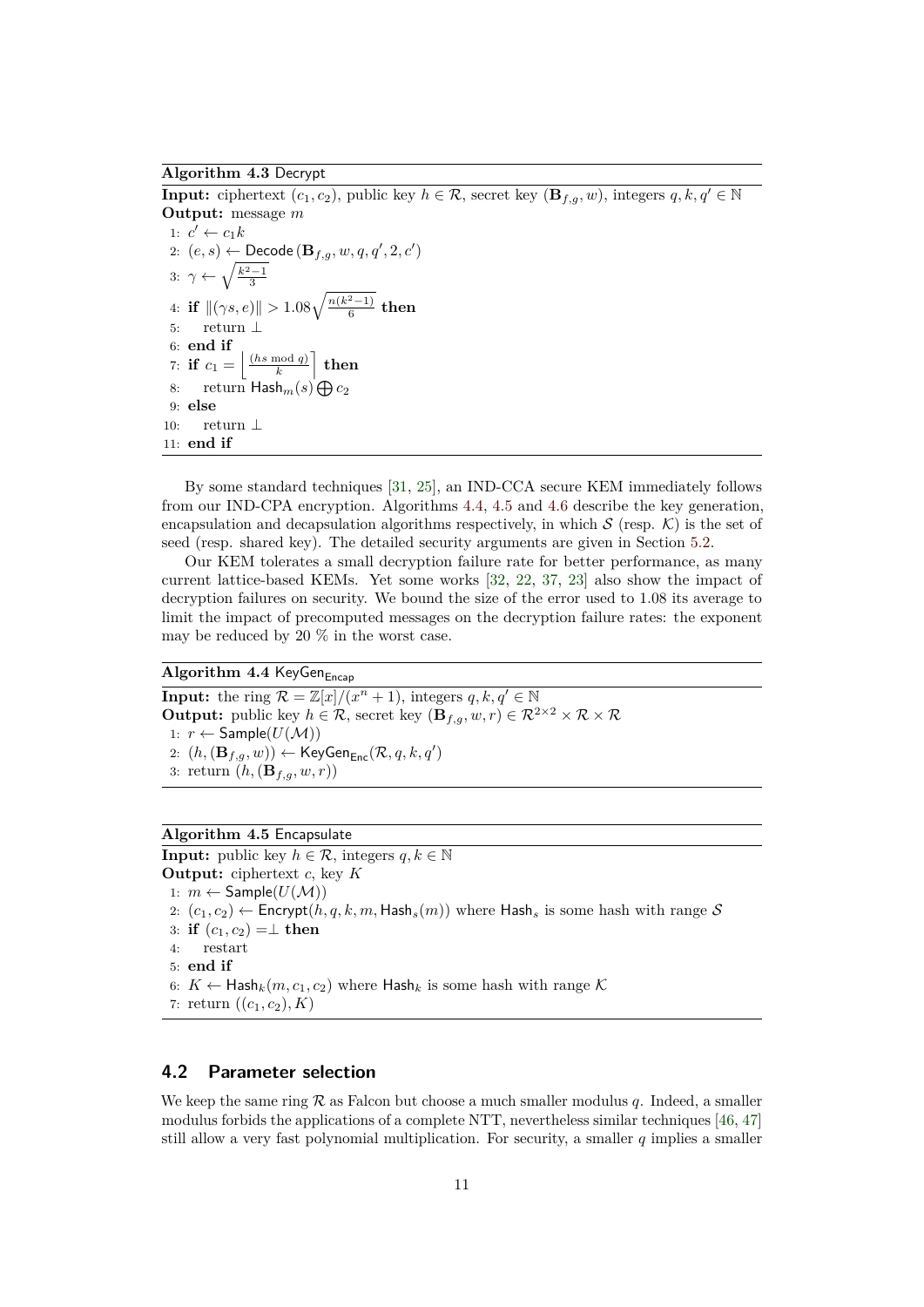**Algorithm 4.3** Decrypt

**Input:** ciphertext $(c_1, c_2)$, public key $h \in \mathcal{R}$, secret key $(\mathbf{B}_{f,g}, w)$, integers $q, k, q' \in \mathbb{N}$
**Output:** message $m$

1: $c' \leftarrow c_1 k$
2: $(e, s) \leftarrow \mathsf{Decode}(\mathbf{B}_{f,g}, w, q, q', 2, c')$
3: $\gamma \leftarrow \sqrt{\frac{k^2-1}{3}}$
4: **if** $\|(\gamma s, e)\| > 1.08\sqrt{\frac{n(k^2-1)}{6}}$ **then**
5: &nbsp;&nbsp;&nbsp;&nbsp;return $\perp$
6: **end if**
7: **if** $c_1 = \left\lfloor \frac{(hs \bmod q)}{k} \right\rceil$ **then**
8: &nbsp;&nbsp;&nbsp;&nbsp;return $\mathsf{Hash}_m(s) \bigoplus c_2$
9: **else**
10: &nbsp;&nbsp;&nbsp;&nbsp;return $\perp$
11: **end if**

By some standard techniques [31, 25], an IND-CCA secure KEM immediately follows from our IND-CPA encryption. Algorithms 4.4, 4.5 and 4.6 describe the key generation, encapsulation and decapsulation algorithms respectively, in which $\mathcal{S}$ (resp. $\mathcal{K}$) is the set of seed (resp. shared key). The detailed security arguments are given in Section 5.2.

Our KEM tolerates a small decryption failure rate for better performance, as many current lattice-based KEMs. Yet some works [32, 22, 37, 23] also show the impact of decryption failures on security. We bound the size of the error used to 1.08 its average to limit the impact of precomputed messages on the decryption failure rates: the exponent may be reduced by 20 % in the worst case.

**Algorithm 4.4** $\mathsf{KeyGen}_{\mathsf{Encap}}$

**Input:** the ring $\mathcal{R} = \mathbb{Z}[x]/(x^n + 1)$, integers $q, k, q' \in \mathbb{N}$
**Output:** public key $h \in \mathcal{R}$, secret key $(\mathbf{B}_{f,g}, w, r) \in \mathcal{R}^{2\times 2} \times \mathcal{R} \times \mathcal{R}$

1: $r \leftarrow \mathsf{Sample}(U(\mathcal{M}))$
2: $(h, (\mathbf{B}_{f,g}, w)) \leftarrow \mathsf{KeyGen}_{\mathsf{Enc}}(\mathcal{R}, q, k, q')$
3: return $(h, (\mathbf{B}_{f,g}, w, r))$

**Algorithm 4.5** Encapsulate

**Input:** public key $h \in \mathcal{R}$, integers $q, k \in \mathbb{N}$
**Output:** ciphertext $c$, key $K$

1: $m \leftarrow \mathsf{Sample}(U(\mathcal{M}))$
2: $(c_1, c_2) \leftarrow \mathsf{Encrypt}(h, q, k, m, \mathsf{Hash}_s(m))$ where $\mathsf{Hash}_s$ is some hash with range $\mathcal{S}$
3: **if** $(c_1, c_2) = \perp$ **then**
4: &nbsp;&nbsp;&nbsp;&nbsp;restart
5: **end if**
6: $K \leftarrow \mathsf{Hash}_k(m, c_1, c_2)$ where $\mathsf{Hash}_k$ is some hash with range $\mathcal{K}$
7: return $((c_1, c_2), K)$

## 4.2 Parameter selection

We keep the same ring $\mathcal{R}$ as Falcon but choose a much smaller modulus $q$. Indeed, a smaller modulus forbids the applications of a complete NTT, nevertheless similar techniques [46, 47] still allow a very fast polynomial multiplication. For security, a smaller $q$ implies a smaller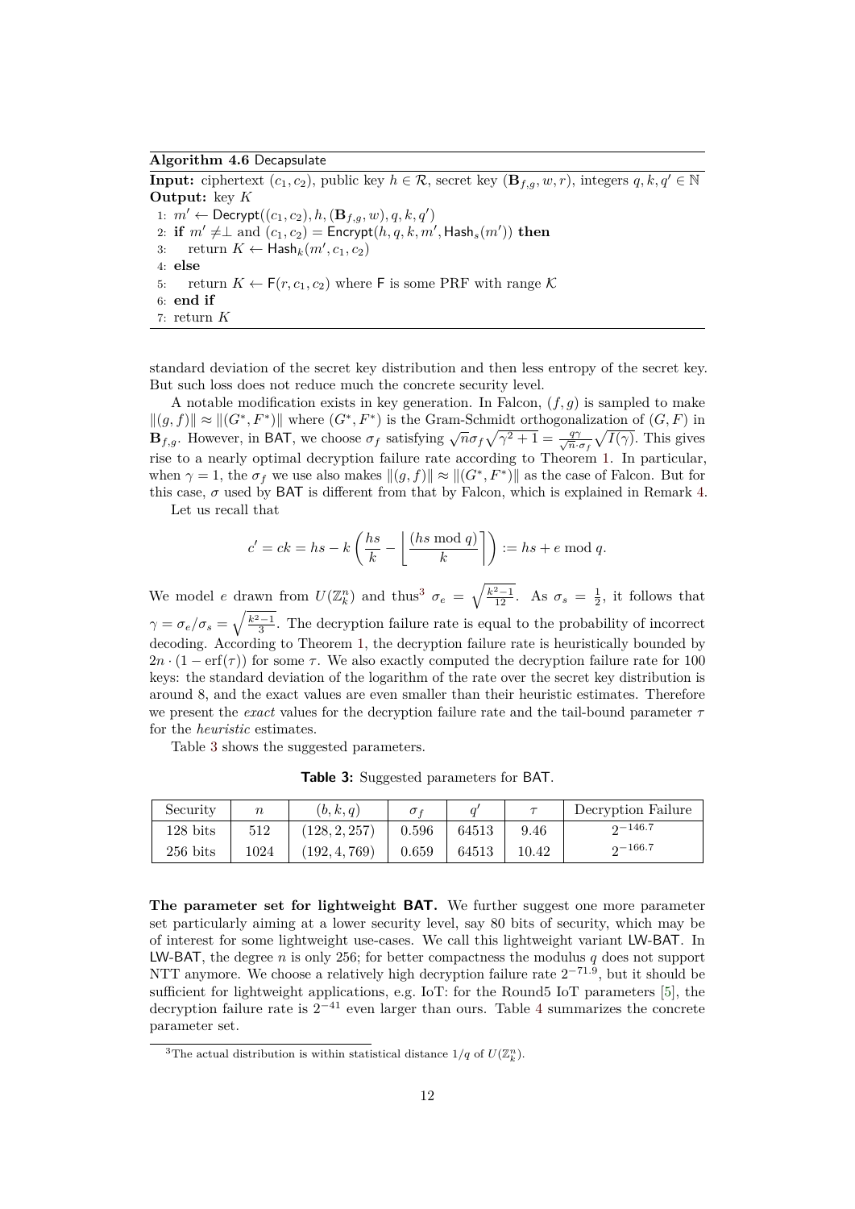**Algorithm 4.6** Decapsulate

**Input:** ciphertext $(c_1, c_2)$, public key $h \in \mathcal{R}$, secret key $(\mathbf{B}_{f,g}, w, r)$, integers $q, k, q' \in \mathbb{N}$
**Output:** key $K$

1: $m' \leftarrow \mathsf{Decrypt}((c_1, c_2), h, (\mathbf{B}_{f,g}, w), q, k, q')$
2: **if** $m' \neq \perp$ and $(c_1, c_2) = \mathsf{Encrypt}(h, q, k, m', \mathsf{Hash}_s(m'))$ **then**
3: return $K \leftarrow \mathsf{Hash}_k(m', c_1, c_2)$
4: **else**
5: return $K \leftarrow \mathsf{F}(r, c_1, c_2)$ where $\mathsf{F}$ is some PRF with range $\mathcal{K}$
6: **end if**
7: return $K$

standard deviation of the secret key distribution and then less entropy of the secret key. But such loss does not reduce much the concrete security level.

A notable modification exists in key generation. In Falcon, $(f, g)$ is sampled to make $\|(g, f)\| \approx \|(G^*, F^*)\|$ where $(G^*, F^*)$ is the Gram-Schmidt orthogonalization of $(G, F)$ in $\mathbf{B}_{f,g}$. However, in BAT, we choose $\sigma_f$ satisfying $\sqrt{n}\sigma_f\sqrt{\gamma^2+1} = \frac{q\gamma}{\sqrt{n}\cdot\sigma_f}\sqrt{I(\gamma)}$. This gives rise to a nearly optimal decryption failure rate according to Theorem 1. In particular, when $\gamma = 1$, the $\sigma_f$ we use also makes $\|(g, f)\| \approx \|(G^*, F^*)\|$ as the case of Falcon. But for this case, $\sigma$ used by BAT is different from that by Falcon, which is explained in Remark 4.

Let us recall that

$$c' = ck = hs - k\left(\frac{hs}{k} - \left\lfloor \frac{(hs \bmod q)}{k} \right\rceil\right) := hs + e \bmod q.$$

We model $e$ drawn from $U(\mathbb{Z}_k^n)$ and thus[3] $\sigma_e = \sqrt{\frac{k^2-1}{12}}$. As $\sigma_s = \frac{1}{2}$, it follows that $\gamma = \sigma_e/\sigma_s = \sqrt{\frac{k^2-1}{3}}$. The decryption failure rate is equal to the probability of incorrect decoding. According to Theorem 1, the decryption failure rate is heuristically bounded by $2n \cdot (1 - \mathrm{erf}(\tau))$ for some $\tau$. We also exactly computed the decryption failure rate for 100 keys: the standard deviation of the logarithm of the rate over the secret key distribution is around 8, and the exact values are even smaller than their heuristic estimates. Therefore we present the *exact* values for the decryption failure rate and the tail-bound parameter $\tau$ for the *heuristic* estimates.

Table 3 shows the suggested parameters.

**Table 3:** Suggested parameters for BAT.

| Security | $n$ | $(b, k, q)$ | $\sigma_f$ | $q'$ | $\tau$ | Decryption Failure |
|---|---|---|---|---|---|---|
| 128 bits | 512 | $(128, 2, 257)$ | 0.596 | 64513 | 9.46 | $2^{-146.7}$ |
| 256 bits | 1024 | $(192, 4, 769)$ | 0.659 | 64513 | 10.42 | $2^{-166.7}$ |

**The parameter set for lightweight BAT.** We further suggest one more parameter set particularly aiming at a lower security level, say 80 bits of security, which may be of interest for some lightweight use-cases. We call this lightweight variant LW-BAT. In LW-BAT, the degree $n$ is only 256; for better compactness the modulus $q$ does not support NTT anymore. We choose a relatively high decryption failure rate $2^{-71.9}$, but it should be sufficient for lightweight applications, e.g. IoT: for the Round5 IoT parameters [5], the decryption failure rate is $2^{-41}$ even larger than ours. Table 4 summarizes the concrete parameter set.

[3] The actual distribution is within statistical distance $1/q$ of $U(\mathbb{Z}_k^n)$.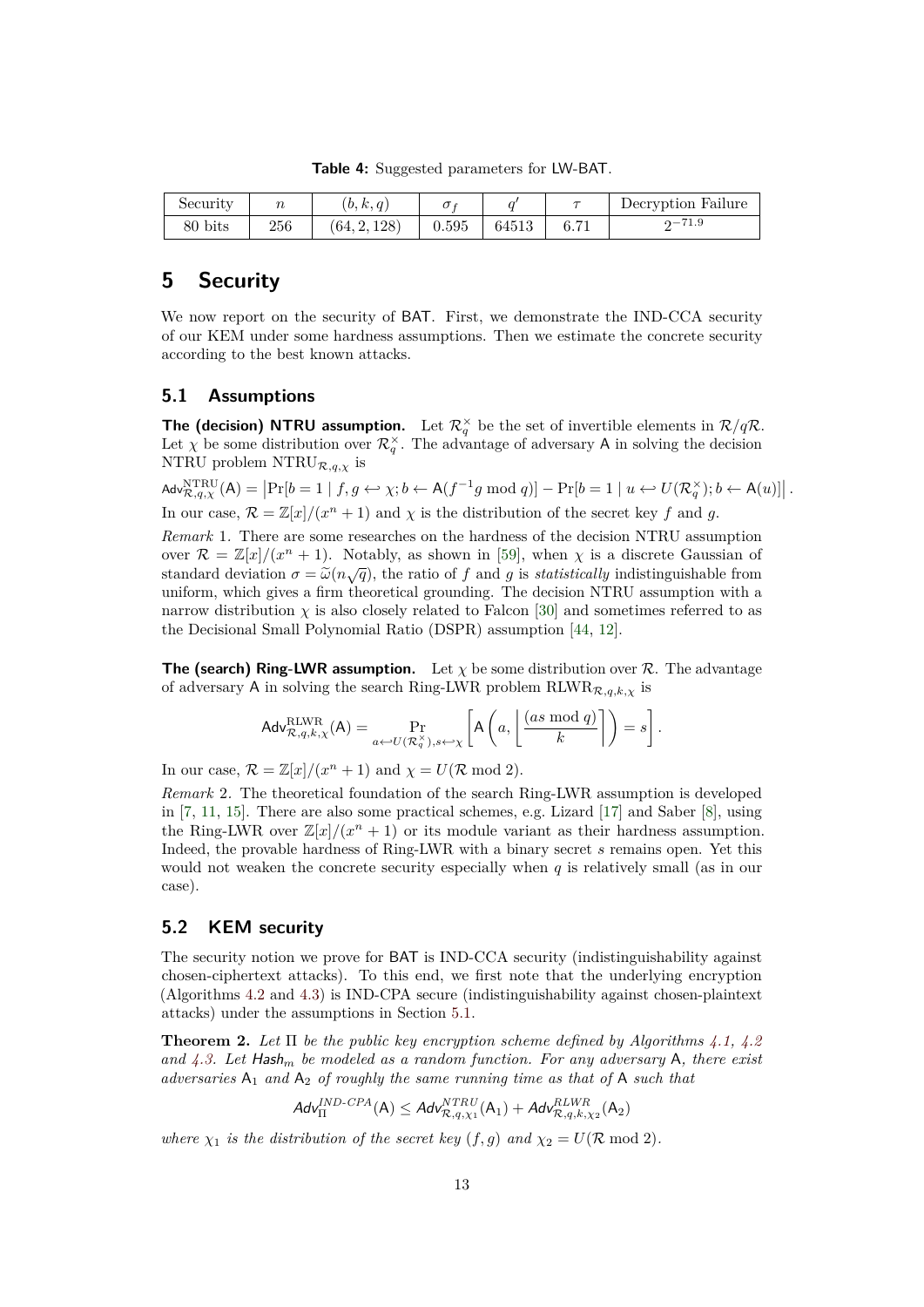**Table 4:** Suggested parameters for LW-BAT.

| Security | $n$ | $(b, k, q)$ | $\sigma_f$ | $q'$ | $\tau$ | Decryption Failure |
|---|---|---|---|---|---|---|
| 80 bits | 256 | $(64, 2, 128)$ | 0.595 | 64513 | 6.71 | $2^{-71.9}$ |

# 5 Security

We now report on the security of BAT. First, we demonstrate the IND-CCA security of our KEM under some hardness assumptions. Then we estimate the concrete security according to the best known attacks.

## 5.1 Assumptions

**The (decision) NTRU assumption.** Let $\mathcal{R}_q^\times$ be the set of invertible elements in $\mathcal{R}/q\mathcal{R}$. Let $\chi$ be some distribution over $\mathcal{R}_q^\times$. The advantage of adversary A in solving the decision NTRU problem $\mathrm{NTRU}_{\mathcal{R},q,\chi}$ is

$$\mathsf{Adv}^{\mathrm{NTRU}}_{\mathcal{R},q,\chi}(\mathsf{A}) = \left|\Pr[b = 1 \mid f, g \hookleftarrow \chi; b \leftarrow \mathsf{A}(f^{-1}g \bmod q)] - \Pr[b = 1 \mid u \hookleftarrow U(\mathcal{R}_q^\times); b \leftarrow \mathsf{A}(u)]\right|.$$

In our case, $\mathcal{R} = \mathbb{Z}[x]/(x^n + 1)$ and $\chi$ is the distribution of the secret key $f$ and $g$.

*Remark* 1. There are some researches on the hardness of the decision NTRU assumption over $\mathcal{R} = \mathbb{Z}[x]/(x^n + 1)$. Notably, as shown in [59], when $\chi$ is a discrete Gaussian of standard deviation $\sigma = \widetilde{\omega}(n\sqrt{q})$, the ratio of $f$ and $g$ is *statistically* indistinguishable from uniform, which gives a firm theoretical grounding. The decision NTRU assumption with a narrow distribution $\chi$ is also closely related to Falcon [30] and sometimes referred to as the Decisional Small Polynomial Ratio (DSPR) assumption [44, 12].

**The (search) Ring-LWR assumption.** Let $\chi$ be some distribution over $\mathcal{R}$. The advantage of adversary A in solving the search Ring-LWR problem $\mathrm{RLWR}_{\mathcal{R},q,k,\chi}$ is

$$\mathsf{Adv}^{\mathrm{RLWR}}_{\mathcal{R},q,k,\chi}(\mathsf{A}) = \Pr_{a \hookleftarrow U(\mathcal{R}_q^\times), s \hookleftarrow \chi}\left[\mathsf{A}\left(a, \left\lfloor \frac{(as \bmod q)}{k} \right\rceil\right) = s\right].$$

In our case, $\mathcal{R} = \mathbb{Z}[x]/(x^n + 1)$ and $\chi = U(\mathcal{R} \bmod 2)$.

*Remark* 2. The theoretical foundation of the search Ring-LWR assumption is developed in [7, 11, 15]. There are also some practical schemes, e.g. Lizard [17] and Saber [8], using the Ring-LWR over $\mathbb{Z}[x]/(x^n + 1)$ or its module variant as their hardness assumption. Indeed, the provable hardness of Ring-LWR with a binary secret $s$ remains open. Yet this would not weaken the concrete security especially when $q$ is relatively small (as in our case).

## 5.2 KEM security

The security notion we prove for BAT is IND-CCA security (indistinguishability against chosen-ciphertext attacks). To this end, we first note that the underlying encryption (Algorithms 4.2 and 4.3) is IND-CPA secure (indistinguishability against chosen-plaintext attacks) under the assumptions in Section 5.1.

**Theorem 2.** *Let $\Pi$ be the public key encryption scheme defined by Algorithms 4.1, 4.2 and 4.3. Let $\mathsf{Hash}_m$ be modeled as a random function. For any adversary A, there exist adversaries $\mathsf{A}_1$ and $\mathsf{A}_2$ of roughly the same running time as that of A such that*

$$\mathsf{Adv}^{IND\text{-}CPA}_{\Pi}(\mathsf{A}) \leq \mathsf{Adv}^{NTRU}_{\mathcal{R},q,\chi_1}(\mathsf{A}_1) + \mathsf{Adv}^{RLWR}_{\mathcal{R},q,k,\chi_2}(\mathsf{A}_2)$$

*where $\chi_1$ is the distribution of the secret key $(f, g)$ and $\chi_2 = U(\mathcal{R} \bmod 2)$.*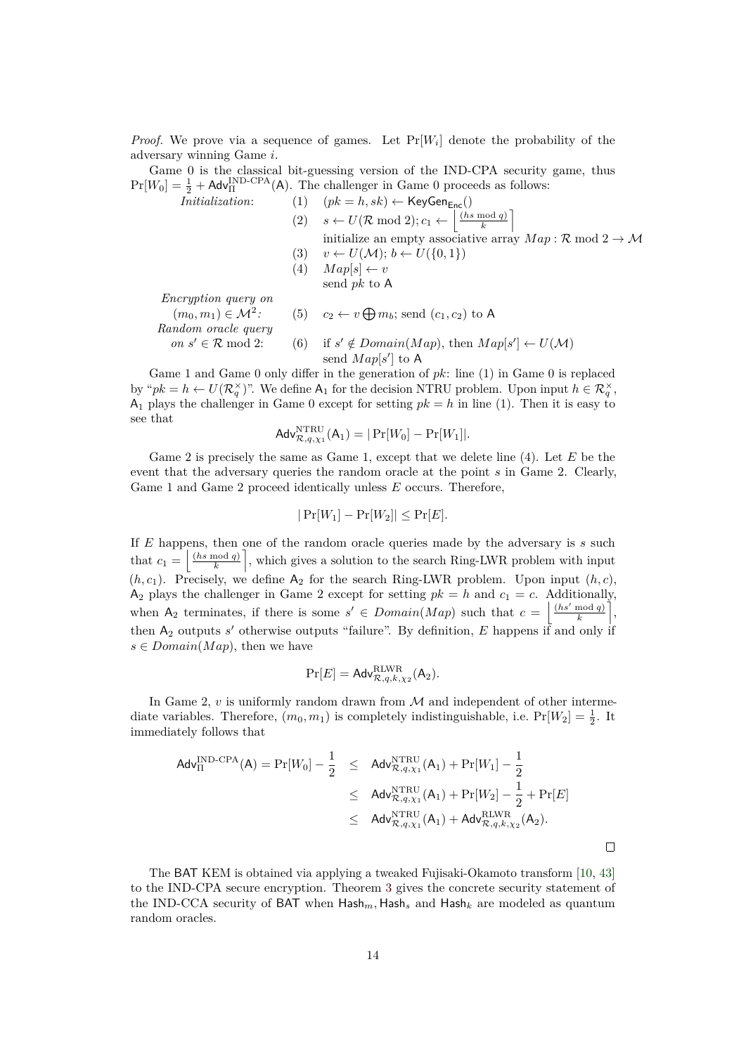*Proof.* We prove via a sequence of games. Let $\Pr[W_i]$ denote the probability of the adversary winning Game $i$.

Game 0 is the classical bit-guessing version of the IND-CPA security game, thus $\Pr[W_0] = \frac{1}{2} + \mathsf{Adv}_{\Pi}^{\text{IND-CPA}}(\mathsf{A})$. The challenger in Game 0 proceeds as follows:

*Initialization*:
- (1) $(pk = h, sk) \leftarrow \mathsf{KeyGen}_{\mathsf{Enc}}()$
- (2) $s \leftarrow U(\mathcal{R} \bmod 2); c_1 \leftarrow \left\lfloor \frac{(hs \bmod q)}{k} \right\rceil$
  initialize an empty associative array $Map : \mathcal{R} \bmod 2 \rightarrow \mathcal{M}$
- (3) $v \leftarrow U(\mathcal{M}); b \leftarrow U(\{0,1\})$
- (4) $Map[s] \leftarrow v$
  send $pk$ to $\mathsf{A}$

*Encryption query on* $(m_0, m_1) \in \mathcal{M}^2$*:*
- (5) $c_2 \leftarrow v \bigoplus m_b$; send $(c_1, c_2)$ to $\mathsf{A}$

*Random oracle query on* $s' \in \mathcal{R} \bmod 2$:
- (6) if $s' \notin Domain(Map)$, then $Map[s'] \leftarrow U(\mathcal{M})$
  send $Map[s']$ to $\mathsf{A}$

Game 1 and Game 0 only differ in the generation of $pk$: line (1) in Game 0 is replaced by "$pk = h \leftarrow U(\mathcal{R}_q^\times)$". We define $\mathsf{A}_1$ for the decision NTRU problem. Upon input $h \in \mathcal{R}_q^\times$, $\mathsf{A}_1$ plays the challenger in Game 0 except for setting $pk = h$ in line (1). Then it is easy to see that

$$\mathsf{Adv}_{\mathcal{R},q,\chi_1}^{\text{NTRU}}(\mathsf{A}_1) = |\Pr[W_0] - \Pr[W_1]|.$$

Game 2 is precisely the same as Game 1, except that we delete line (4). Let $E$ be the event that the adversary queries the random oracle at the point $s$ in Game 2. Clearly, Game 1 and Game 2 proceed identically unless $E$ occurs. Therefore,

$$|\Pr[W_1] - \Pr[W_2]| \leq \Pr[E].$$

If $E$ happens, then one of the random oracle queries made by the adversary is $s$ such that $c_1 = \left\lfloor \frac{(hs \bmod q)}{k} \right\rceil$, which gives a solution to the search Ring-LWR problem with input $(h, c_1)$. Precisely, we define $\mathsf{A}_2$ for the search Ring-LWR problem. Upon input $(h, c)$, $\mathsf{A}_2$ plays the challenger in Game 2 except for setting $pk = h$ and $c_1 = c$. Additionally, when $\mathsf{A}_2$ terminates, if there is some $s' \in Domain(Map)$ such that $c = \left\lfloor \frac{(hs' \bmod q)}{k} \right\rceil$, then $\mathsf{A}_2$ outputs $s'$ otherwise outputs "failure". By definition, $E$ happens if and only if $s \in Domain(Map)$, then we have

$$\Pr[E] = \mathsf{Adv}_{\mathcal{R},q,k,\chi_2}^{\text{RLWR}}(\mathsf{A}_2).$$

In Game 2, $v$ is uniformly random drawn from $\mathcal{M}$ and independent of other intermediate variables. Therefore, $(m_0, m_1)$ is completely indistinguishable, i.e. $\Pr[W_2] = \frac{1}{2}$. It immediately follows that

$$\begin{aligned}
\mathsf{Adv}_{\Pi}^{\text{IND-CPA}}(\mathsf{A}) = \Pr[W_0] - \frac{1}{2} &\leq \mathsf{Adv}_{\mathcal{R},q,\chi_1}^{\text{NTRU}}(\mathsf{A}_1) + \Pr[W_1] - \frac{1}{2} \\
&\leq \mathsf{Adv}_{\mathcal{R},q,\chi_1}^{\text{NTRU}}(\mathsf{A}_1) + \Pr[W_2] - \frac{1}{2} + \Pr[E] \\
&\leq \mathsf{Adv}_{\mathcal{R},q,\chi_1}^{\text{NTRU}}(\mathsf{A}_1) + \mathsf{Adv}_{\mathcal{R},q,k,\chi_2}^{\text{RLWR}}(\mathsf{A}_2).
\end{aligned}$$

□

The BAT KEM is obtained via applying a tweaked Fujisaki-Okamoto transform [10, 43] to the IND-CPA secure encryption. Theorem 3 gives the concrete security statement of the IND-CCA security of BAT when $\mathsf{Hash}_m$, $\mathsf{Hash}_s$ and $\mathsf{Hash}_k$ are modeled as quantum random oracles.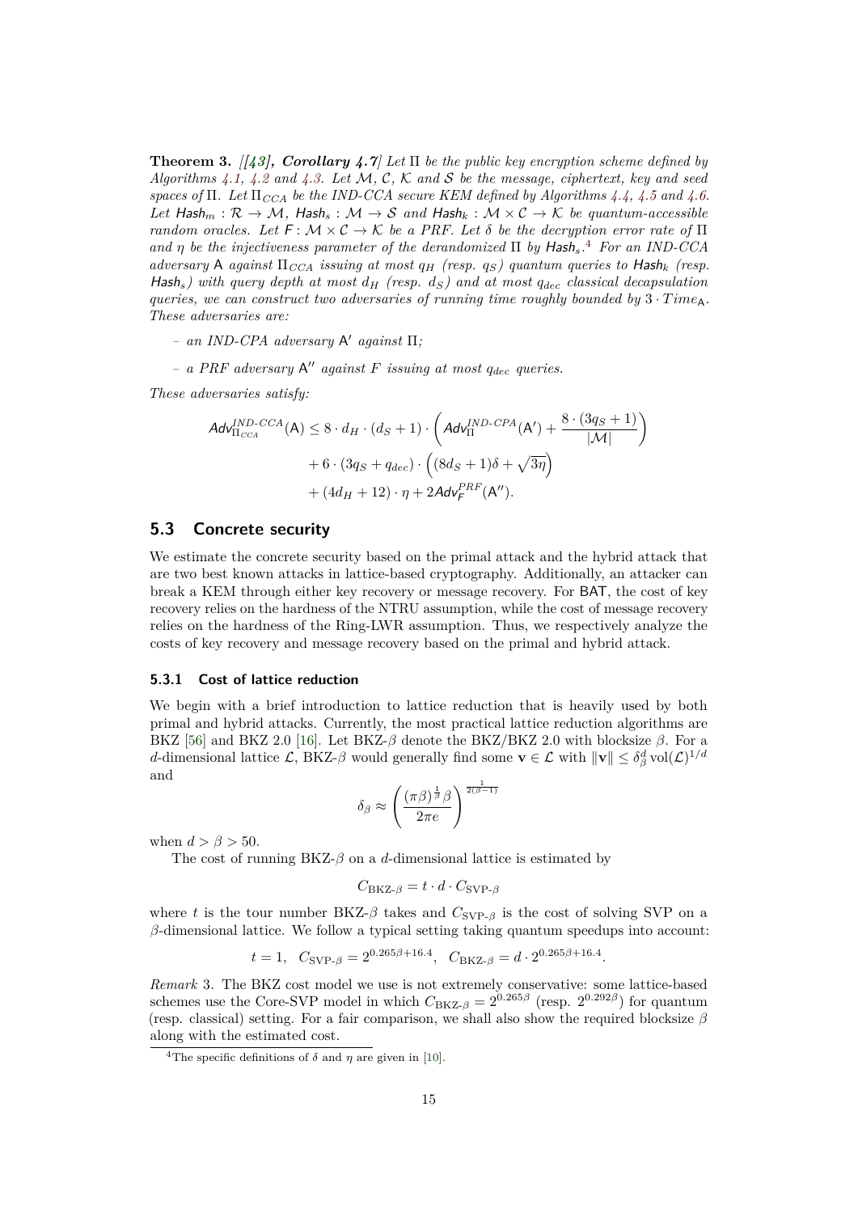**Theorem 3.** *[[43], **Corollary 4.7**] Let $\Pi$ be the public key encryption scheme defined by Algorithms 4.1, 4.2 and 4.3. Let $\mathcal{M}$, $\mathcal{C}$, $\mathcal{K}$ and $\mathcal{S}$ be the message, ciphertext, key and seed spaces of $\Pi$. Let $\Pi_{CCA}$ be the IND-CCA secure KEM defined by Algorithms 4.4, 4.5 and 4.6. Let $\mathsf{Hash}_m : \mathcal{R} \to \mathcal{M}$, $\mathsf{Hash}_s : \mathcal{M} \to \mathcal{S}$ and $\mathsf{Hash}_k : \mathcal{M} \times \mathcal{C} \to \mathcal{K}$ be quantum-accessible random oracles. Let $\mathsf{F} : \mathcal{M} \times \mathcal{C} \to \mathcal{K}$ be a PRF. Let $\delta$ be the decryption error rate of $\Pi$ and $\eta$ be the injectiveness parameter of the derandomized $\Pi$ by $\mathsf{Hash}_s$.[4] For an IND-CCA adversary $\mathsf{A}$ against $\Pi_{CCA}$ issuing at most $q_H$ (resp. $q_S$) quantum queries to $\mathsf{Hash}_k$ (resp. $\mathsf{Hash}_s$) with query depth at most $d_H$ (resp. $d_S$) and at most $q_{dec}$ classical decapsulation queries, we can construct two adversaries of running time roughly bounded by $3 \cdot Time_{\mathsf{A}}$. These adversaries are:*

- *an IND-CPA adversary $\mathsf{A}'$ against $\Pi$;*
- *a PRF adversary $\mathsf{A}''$ against $F$ issuing at most $q_{dec}$ queries.*

*These adversaries satisfy:*

$$
\begin{aligned}
\mathsf{Adv}^{IND\text{-}CCA}_{\Pi_{CCA}}(\mathsf{A}) \leq\ & 8 \cdot d_H \cdot (d_S + 1) \cdot \left( \mathsf{Adv}^{IND\text{-}CPA}_{\Pi}(\mathsf{A}') + \frac{8 \cdot (3q_S + 1)}{|\mathcal{M}|} \right) \\
& + 6 \cdot (3q_S + q_{dec}) \cdot \left( (8d_S + 1)\delta + \sqrt{3\eta} \right) \\
& + (4d_H + 12) \cdot \eta + 2\mathsf{Adv}^{PRF}_{\mathsf{F}}(\mathsf{A}'').
\end{aligned}
$$

## 5.3 Concrete security

We estimate the concrete security based on the primal attack and the hybrid attack that are two best known attacks in lattice-based cryptography. Additionally, an attacker can break a KEM through either key recovery or message recovery. For BAT, the cost of key recovery relies on the hardness of the NTRU assumption, while the cost of message recovery relies on the hardness of the Ring-LWR assumption. Thus, we respectively analyze the costs of key recovery and message recovery based on the primal and hybrid attack.

### 5.3.1 Cost of lattice reduction

We begin with a brief introduction to lattice reduction that is heavily used by both primal and hybrid attacks. Currently, the most practical lattice reduction algorithms are BKZ [56] and BKZ 2.0 [16]. Let BKZ-$\beta$ denote the BKZ/BKZ 2.0 with blocksize $\beta$. For a $d$-dimensional lattice $\mathcal{L}$, BKZ-$\beta$ would generally find some $\mathbf{v} \in \mathcal{L}$ with $\|\mathbf{v}\| \leq \delta_\beta^d \operatorname{vol}(\mathcal{L})^{1/d}$ and

$$
\delta_\beta \approx \left( \frac{(\pi\beta)^{\frac{1}{\beta}} \beta}{2\pi e} \right)^{\frac{1}{2(\beta-1)}}
$$

when $d > \beta > 50$.

The cost of running BKZ-$\beta$ on a $d$-dimensional lattice is estimated by

$$
C_{\text{BKZ-}\beta} = t \cdot d \cdot C_{\text{SVP-}\beta}
$$

where $t$ is the tour number BKZ-$\beta$ takes and $C_{\text{SVP-}\beta}$ is the cost of solving SVP on a $\beta$-dimensional lattice. We follow a typical setting taking quantum speedups into account:

$$
t = 1, \quad C_{\text{SVP-}\beta} = 2^{0.265\beta + 16.4}, \quad C_{\text{BKZ-}\beta} = d \cdot 2^{0.265\beta + 16.4}.
$$

*Remark* 3. The BKZ cost model we use is not extremely conservative: some lattice-based schemes use the Core-SVP model in which $C_{\text{BKZ-}\beta} = 2^{0.265\beta}$ (resp. $2^{0.292\beta}$) for quantum (resp. classical) setting. For a fair comparison, we shall also show the required blocksize $\beta$ along with the estimated cost.

[4] The specific definitions of $\delta$ and $\eta$ are given in [10].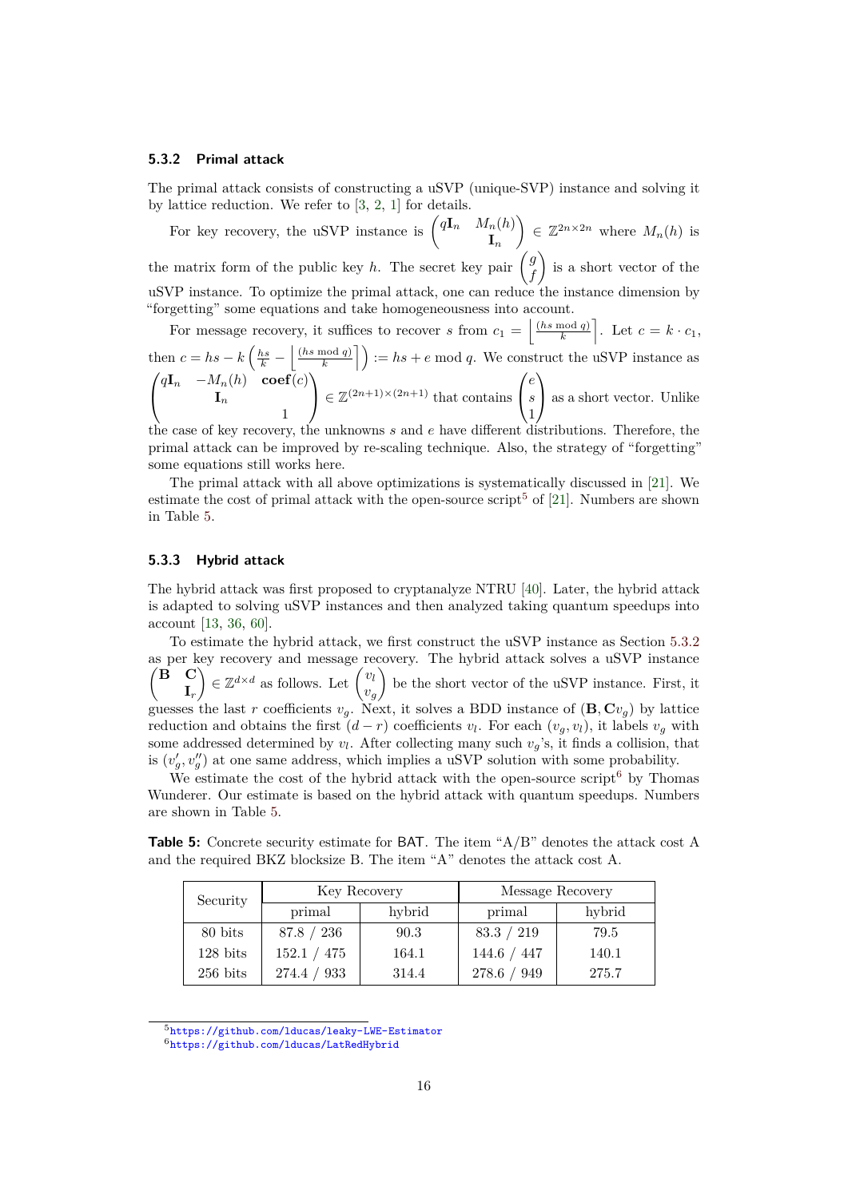### 5.3.2 Primal attack

The primal attack consists of constructing a uSVP (unique-SVP) instance and solving it by lattice reduction. We refer to [3, 2, 1] for details.

For key recovery, the uSVP instance is $\begin{pmatrix} q\mathbf{I}_n & M_n(h) \\ & \mathbf{I}_n \end{pmatrix} \in \mathbb{Z}^{2n\times 2n}$ where $M_n(h)$ is the matrix form of the public key $h$. The secret key pair $\begin{pmatrix} g \\ f \end{pmatrix}$ is a short vector of the uSVP instance. To optimize the primal attack, one can reduce the instance dimension by "forgetting" some equations and take homogeneousness into account.

For message recovery, it suffices to recover $s$ from $c_1 = \left\lfloor \frac{(hs \bmod q)}{k} \right\rceil$. Let $c = k \cdot c_1$, then $c = hs - k\left(\frac{hs}{k} - \left\lfloor \frac{(hs \bmod q)}{k} \right\rceil\right) := hs + e \bmod q$. We construct the uSVP instance as $\begin{pmatrix} q\mathbf{I}_n & -M_n(h) & \mathbf{coef}(c) \\ & \mathbf{I}_n & \\ & & 1 \end{pmatrix} \in \mathbb{Z}^{(2n+1)\times(2n+1)}$ that contains $\begin{pmatrix} e \\ s \\ 1 \end{pmatrix}$ as a short vector. Unlike the case of key recovery, the unknowns $s$ and $e$ have different distributions. Therefore, the primal attack can be improved by re-scaling technique. Also, the strategy of "forgetting" some equations still works here.

The primal attack with all above optimizations is systematically discussed in [21]. We estimate the cost of primal attack with the open-source script[5] of [21]. Numbers are shown in Table 5.

### 5.3.3 Hybrid attack

The hybrid attack was first proposed to cryptanalyze NTRU [40]. Later, the hybrid attack is adapted to solving uSVP instances and then analyzed taking quantum speedups into account [13, 36, 60].

To estimate the hybrid attack, we first construct the uSVP instance as Section 5.3.2 as per key recovery and message recovery. The hybrid attack solves a uSVP instance $\begin{pmatrix} \mathbf{B} & \mathbf{C} \\ & \mathbf{I}_r \end{pmatrix} \in \mathbb{Z}^{d\times d}$ as follows. Let $\begin{pmatrix} v_l \\ v_g \end{pmatrix}$ be the short vector of the uSVP instance. First, it guesses the last $r$ coefficients $v_g$. Next, it solves a BDD instance of $(\mathbf{B}, \mathbf{C}v_g)$ by lattice reduction and obtains the first $(d-r)$ coefficients $v_l$. For each $(v_g, v_l)$, it labels $v_g$ with some addressed determined by $v_l$. After collecting many such $v_g$'s, it finds a collision, that is $(v_g', v_g'')$ at one same address, which implies a uSVP solution with some probability.

We estimate the cost of the hybrid attack with the open-source script[6] by Thomas Wunderer. Our estimate is based on the hybrid attack with quantum speedups. Numbers are shown in Table 5.

**Table 5:** Concrete security estimate for BAT. The item "A/B" denotes the attack cost A and the required BKZ blocksize B. The item "A" denotes the attack cost A.

| Security | Key Recovery | | Message Recovery | |
|---|---|---|---|---|
| | primal | hybrid | primal | hybrid |
| 80 bits | 87.8 / 236 | 90.3 | 83.3 / 219 | 79.5 |
| 128 bits | 152.1 / 475 | 164.1 | 144.6 / 447 | 140.1 |
| 256 bits | 274.4 / 933 | 314.4 | 278.6 / 949 | 275.7 |

[5] https://github.com/lducas/leaky-LWE-Estimator

[6] https://github.com/lducas/LatRedHybrid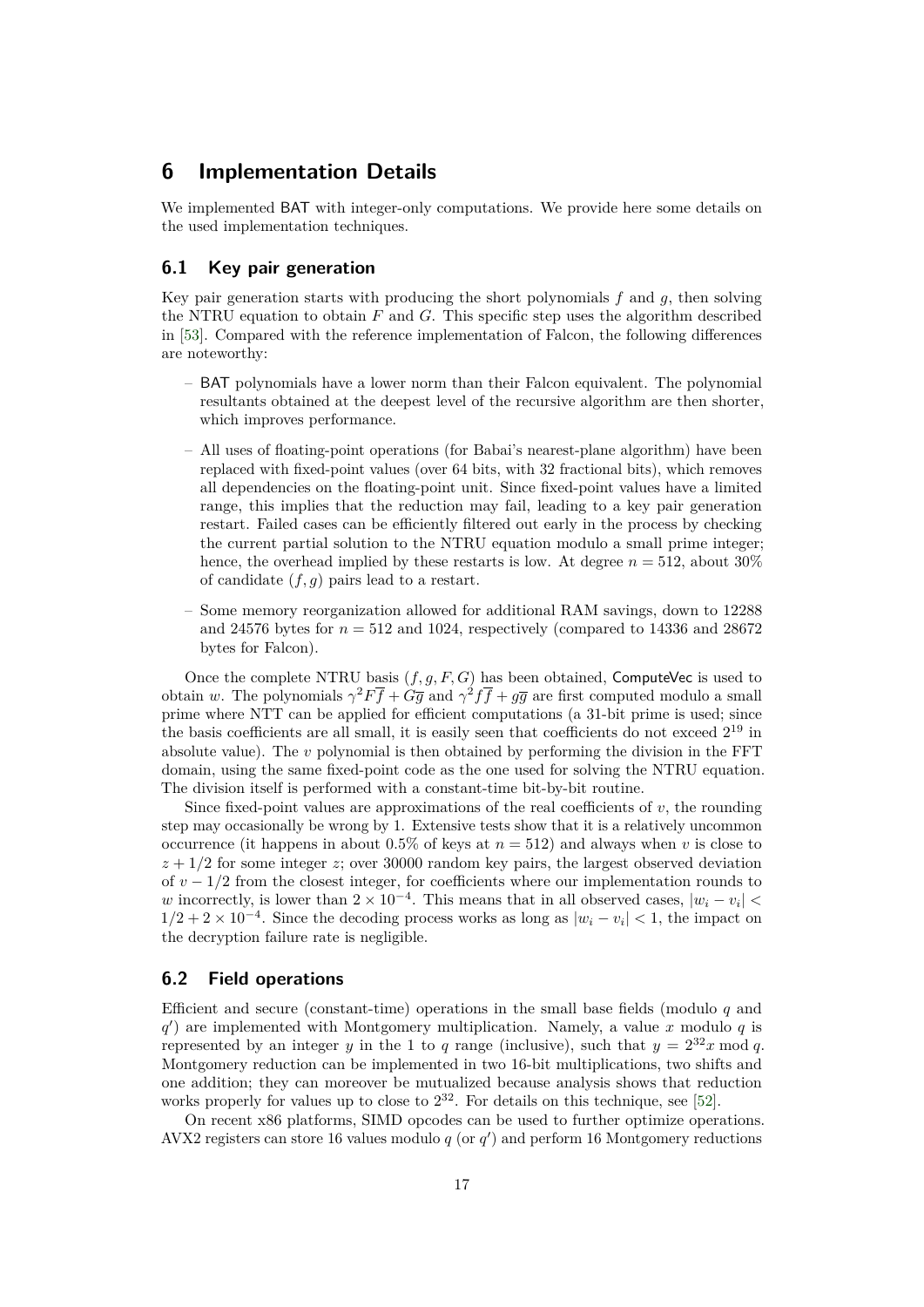## 6 Implementation Details

We implemented BAT with integer-only computations. We provide here some details on the used implementation techniques.

### 6.1 Key pair generation

Key pair generation starts with producing the short polynomials $f$ and $g$, then solving the NTRU equation to obtain $F$ and $G$. This specific step uses the algorithm described in [53]. Compared with the reference implementation of Falcon, the following differences are noteworthy:

- BAT polynomials have a lower norm than their Falcon equivalent. The polynomial resultants obtained at the deepest level of the recursive algorithm are then shorter, which improves performance.
- All uses of floating-point operations (for Babai's nearest-plane algorithm) have been replaced with fixed-point values (over 64 bits, with 32 fractional bits), which removes all dependencies on the floating-point unit. Since fixed-point values have a limited range, this implies that the reduction may fail, leading to a key pair generation restart. Failed cases can be efficiently filtered out early in the process by checking the current partial solution to the NTRU equation modulo a small prime integer; hence, the overhead implied by these restarts is low. At degree $n = 512$, about 30% of candidate $(f, g)$ pairs lead to a restart.
- Some memory reorganization allowed for additional RAM savings, down to 12288 and 24576 bytes for $n = 512$ and 1024, respectively (compared to 14336 and 28672 bytes for Falcon).

Once the complete NTRU basis $(f, g, F, G)$ has been obtained, ComputeVec is used to obtain $w$. The polynomials $\gamma^2 F\overline{f} + G\overline{g}$ and $\gamma^2 f\overline{f} + g\overline{g}$ are first computed modulo a small prime where NTT can be applied for efficient computations (a 31-bit prime is used; since the basis coefficients are all small, it is easily seen that coefficients do not exceed $2^{19}$ in absolute value). The $v$ polynomial is then obtained by performing the division in the FFT domain, using the same fixed-point code as the one used for solving the NTRU equation. The division itself is performed with a constant-time bit-by-bit routine.

Since fixed-point values are approximations of the real coefficients of $v$, the rounding step may occasionally be wrong by 1. Extensive tests show that it is a relatively uncommon occurrence (it happens in about 0.5% of keys at $n = 512$) and always when $v$ is close to $z + 1/2$ for some integer $z$; over 30000 random key pairs, the largest observed deviation of $v - 1/2$ from the closest integer, for coefficients where our implementation rounds to $w$ incorrectly, is lower than $2 \times 10^{-4}$. This means that in all observed cases, $|w_i - v_i| < 1/2 + 2 \times 10^{-4}$. Since the decoding process works as long as $|w_i - v_i| < 1$, the impact on the decryption failure rate is negligible.

### 6.2 Field operations

Efficient and secure (constant-time) operations in the small base fields (modulo $q$ and $q'$) are implemented with Montgomery multiplication. Namely, a value $x$ modulo $q$ is represented by an integer $y$ in the 1 to $q$ range (inclusive), such that $y = 2^{32}x \bmod q$. Montgomery reduction can be implemented in two 16-bit multiplications, two shifts and one addition; they can moreover be mutualized because analysis shows that reduction works properly for values up to close to $2^{32}$. For details on this technique, see [52].

On recent x86 platforms, SIMD opcodes can be used to further optimize operations. AVX2 registers can store 16 values modulo $q$ (or $q'$) and perform 16 Montgomery reductions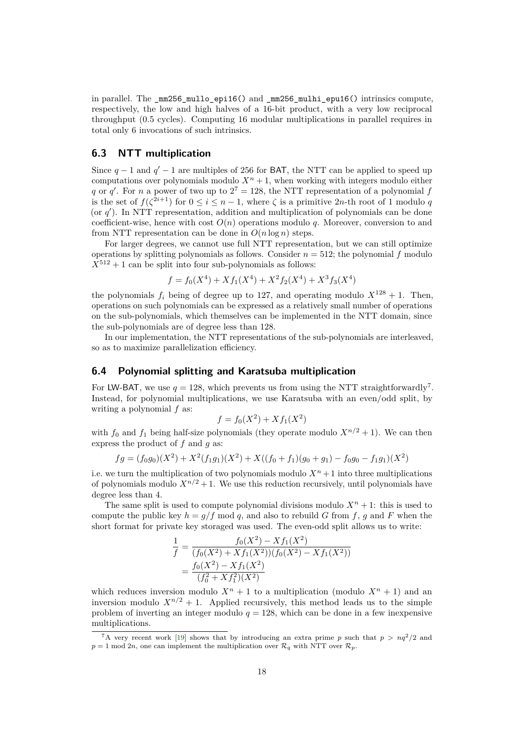in parallel. The `_mm256_mullo_epi16()` and `_mm256_mulhi_epu16()` intrinsics compute, respectively, the low and high halves of a 16-bit product, with a very low reciprocal throughput (0.5 cycles). Computing 16 modular multiplications in parallel requires in total only 6 invocations of such intrinsics.

## 6.3 NTT multiplication

Since $q-1$ and $q'-1$ are multiples of 256 for BAT, the NTT can be applied to speed up computations over polynomials modulo $X^n+1$, when working with integers modulo either $q$ or $q'$. For $n$ a power of two up to $2^7 = 128$, the NTT representation of a polynomial $f$ is the set of $f(\zeta^{2i+1})$ for $0 \le i \le n-1$, where $\zeta$ is a primitive $2n$-th root of 1 modulo $q$ (or $q'$). In NTT representation, addition and multiplication of polynomials can be done coefficient-wise, hence with cost $O(n)$ operations modulo $q$. Moreover, conversion to and from NTT representation can be done in $O(n \log n)$ steps.

For larger degrees, we cannot use full NTT representation, but we can still optimize operations by splitting polynomials as follows. Consider $n = 512$; the polynomial $f$ modulo $X^{512}+1$ can be split into four sub-polynomials as follows:

$$f = f_0(X^4) + Xf_1(X^4) + X^2 f_2(X^4) + X^3 f_3(X^4)$$

the polynomials $f_i$ being of degree up to 127, and operating modulo $X^{128}+1$. Then, operations on such polynomials can be expressed as a relatively small number of operations on the sub-polynomials, which themselves can be implemented in the NTT domain, since the sub-polynomials are of degree less than 128.

In our implementation, the NTT representations of the sub-polynomials are interleaved, so as to maximize parallelization efficiency.

## 6.4 Polynomial splitting and Karatsuba multiplication

For LW-BAT, we use $q = 128$, which prevents us from using the NTT straightforwardly[7]. Instead, for polynomial multiplications, we use Karatsuba with an even/odd split, by writing a polynomial $f$ as:

$$f = f_0(X^2) + Xf_1(X^2)$$

with $f_0$ and $f_1$ being half-size polynomials (they operate modulo $X^{n/2}+1$). We can then express the product of $f$ and $g$ as:

$$fg = (f_0g_0)(X^2) + X^2(f_1g_1)(X^2) + X((f_0+f_1)(g_0+g_1) - f_0g_0 - f_1g_1)(X^2)$$

i.e. we turn the multiplication of two polynomials modulo $X^n+1$ into three multiplications of polynomials modulo $X^{n/2}+1$. We use this reduction recursively, until polynomials have degree less than 4.

The same split is used to compute polynomial divisions modulo $X^n+1$: this is used to compute the public key $h = g/f \bmod q$, and also to rebuild $G$ from $f$, $g$ and $F$ when the short format for private key storaged was used. The even-odd split allows us to write:

$$\begin{aligned}
\frac{1}{f} &= \frac{f_0(X^2) - Xf_1(X^2)}{(f_0(X^2) + Xf_1(X^2))(f_0(X^2) - Xf_1(X^2))} \\
&= \frac{f_0(X^2) - Xf_1(X^2)}{(f_0^2 + Xf_1^2)(X^2)}
\end{aligned}$$

which reduces inversion modulo $X^n+1$ to a multiplication (modulo $X^n+1$) and an inversion modulo $X^{n/2}+1$. Applied recursively, this method leads us to the simple problem of inverting an integer modulo $q = 128$, which can be done in a few inexpensive multiplications.

[7] A very recent work [19] shows that by introducing an extra prime $p$ such that $p > nq^2/2$ and $p = 1 \bmod 2n$, one can implement the multiplication over $\mathcal{R}_q$ with NTT over $\mathcal{R}_p$.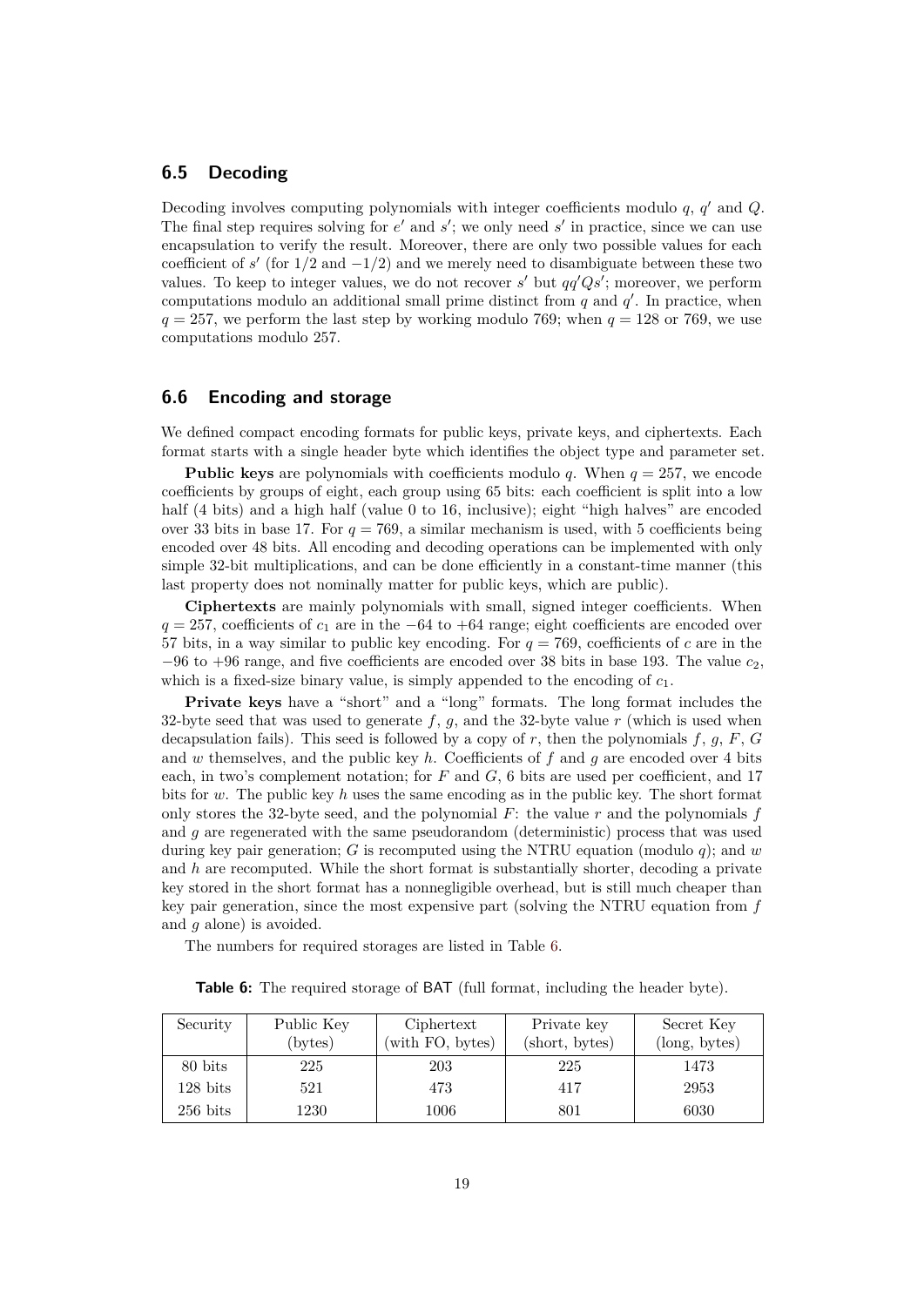## 6.5 Decoding

Decoding involves computing polynomials with integer coefficients modulo $q$, $q'$ and $Q$. The final step requires solving for $e'$ and $s'$; we only need $s'$ in practice, since we can use encapsulation to verify the result. Moreover, there are only two possible values for each coefficient of $s'$ (for $1/2$ and $-1/2$) and we merely need to disambiguate between these two values. To keep to integer values, we do not recover $s'$ but $qq'Qs'$; moreover, we perform computations modulo an additional small prime distinct from $q$ and $q'$. In practice, when $q = 257$, we perform the last step by working modulo 769; when $q = 128$ or 769, we use computations modulo 257.

## 6.6 Encoding and storage

We defined compact encoding formats for public keys, private keys, and ciphertexts. Each format starts with a single header byte which identifies the object type and parameter set.

**Public keys** are polynomials with coefficients modulo $q$. When $q = 257$, we encode coefficients by groups of eight, each group using 65 bits: each coefficient is split into a low half (4 bits) and a high half (value 0 to 16, inclusive); eight "high halves" are encoded over 33 bits in base 17. For $q = 769$, a similar mechanism is used, with 5 coefficients being encoded over 48 bits. All encoding and decoding operations can be implemented with only simple 32-bit multiplications, and can be done efficiently in a constant-time manner (this last property does not nominally matter for public keys, which are public).

**Ciphertexts** are mainly polynomials with small, signed integer coefficients. When $q = 257$, coefficients of $c_1$ are in the $-64$ to $+64$ range; eight coefficients are encoded over 57 bits, in a way similar to public key encoding. For $q = 769$, coefficients of $c$ are in the $-96$ to $+96$ range, and five coefficients are encoded over 38 bits in base 193. The value $c_2$, which is a fixed-size binary value, is simply appended to the encoding of $c_1$.

**Private keys** have a "short" and a "long" formats. The long format includes the 32-byte seed that was used to generate $f$, $g$, and the 32-byte value $r$ (which is used when decapsulation fails). This seed is followed by a copy of $r$, then the polynomials $f$, $g$, $F$, $G$ and $w$ themselves, and the public key $h$. Coefficients of $f$ and $g$ are encoded over 4 bits each, in two's complement notation; for $F$ and $G$, 6 bits are used per coefficient, and 17 bits for $w$. The public key $h$ uses the same encoding as in the public key. The short format only stores the 32-byte seed, and the polynomial $F$: the value $r$ and the polynomials $f$ and $g$ are regenerated with the same pseudorandom (deterministic) process that was used during key pair generation; $G$ is recomputed using the NTRU equation (modulo $q$); and $w$ and $h$ are recomputed. While the short format is substantially shorter, decoding a private key stored in the short format has a nonnegligible overhead, but is still much cheaper than key pair generation, since the most expensive part (solving the NTRU equation from $f$ and $g$ alone) is avoided.

The numbers for required storages are listed in Table 6.

**Table 6:** The required storage of BAT (full format, including the header byte).

| Security | Public Key (bytes) | Ciphertext (with FO, bytes) | Private key (short, bytes) | Secret Key (long, bytes) |
|---|---|---|---|---|
| 80 bits | 225 | 203 | 225 | 1473 |
| 128 bits | 521 | 473 | 417 | 2953 |
| 256 bits | 1230 | 1006 | 801 | 6030 |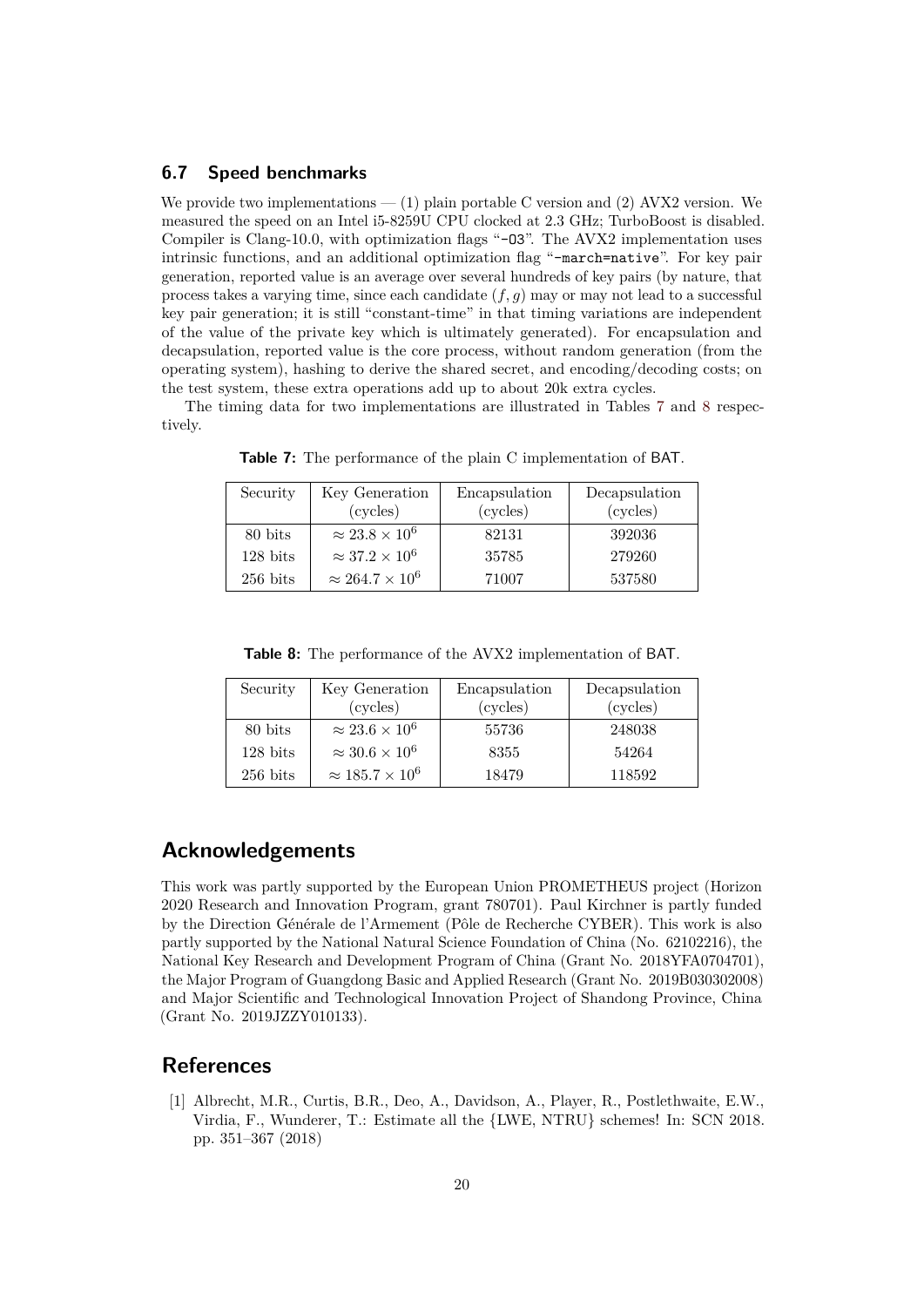### 6.7 Speed benchmarks

We provide two implementations — (1) plain portable C version and (2) AVX2 version. We measured the speed on an Intel i5-8259U CPU clocked at 2.3 GHz; TurboBoost is disabled. Compiler is Clang-10.0, with optimization flags "`-O3`". The AVX2 implementation uses intrinsic functions, and an additional optimization flag "`-march=native`". For key pair generation, reported value is an average over several hundreds of key pairs (by nature, that process takes a varying time, since each candidate $(f, g)$ may or may not lead to a successful key pair generation; it is still "constant-time" in that timing variations are independent of the value of the private key which is ultimately generated). For encapsulation and decapsulation, reported value is the core process, without random generation (from the operating system), hashing to derive the shared secret, and encoding/decoding costs; on the test system, these extra operations add up to about 20k extra cycles.

The timing data for two implementations are illustrated in Tables 7 and 8 respectively.

**Table 7:** The performance of the plain C implementation of BAT.

| Security | Key Generation (cycles) | Encapsulation (cycles) | Decapsulation (cycles) |
|---|---|---|---|
| 80 bits | $\approx 23.8 \times 10^6$ | 82131 | 392036 |
| 128 bits | $\approx 37.2 \times 10^6$ | 35785 | 279260 |
| 256 bits | $\approx 264.7 \times 10^6$ | 71007 | 537580 |

**Table 8:** The performance of the AVX2 implementation of BAT.

| Security | Key Generation (cycles) | Encapsulation (cycles) | Decapsulation (cycles) |
|---|---|---|---|
| 80 bits | $\approx 23.6 \times 10^6$ | 55736 | 248038 |
| 128 bits | $\approx 30.6 \times 10^6$ | 8355 | 54264 |
| 256 bits | $\approx 185.7 \times 10^6$ | 18479 | 118592 |

## Acknowledgements

This work was partly supported by the European Union PROMETHEUS project (Horizon 2020 Research and Innovation Program, grant 780701). Paul Kirchner is partly funded by the Direction Générale de l'Armement (Pôle de Recherche CYBER). This work is also partly supported by the National Natural Science Foundation of China (No. 62102216), the National Key Research and Development Program of China (Grant No. 2018YFA0704701), the Major Program of Guangdong Basic and Applied Research (Grant No. 2019B030302008) and Major Scientific and Technological Innovation Project of Shandong Province, China (Grant No. 2019JZZY010133).

## References

[1] Albrecht, M.R., Curtis, B.R., Deo, A., Davidson, A., Player, R., Postlethwaite, E.W., Virdia, F., Wunderer, T.: Estimate all the {LWE, NTRU} schemes! In: SCN 2018. pp. 351–367 (2018)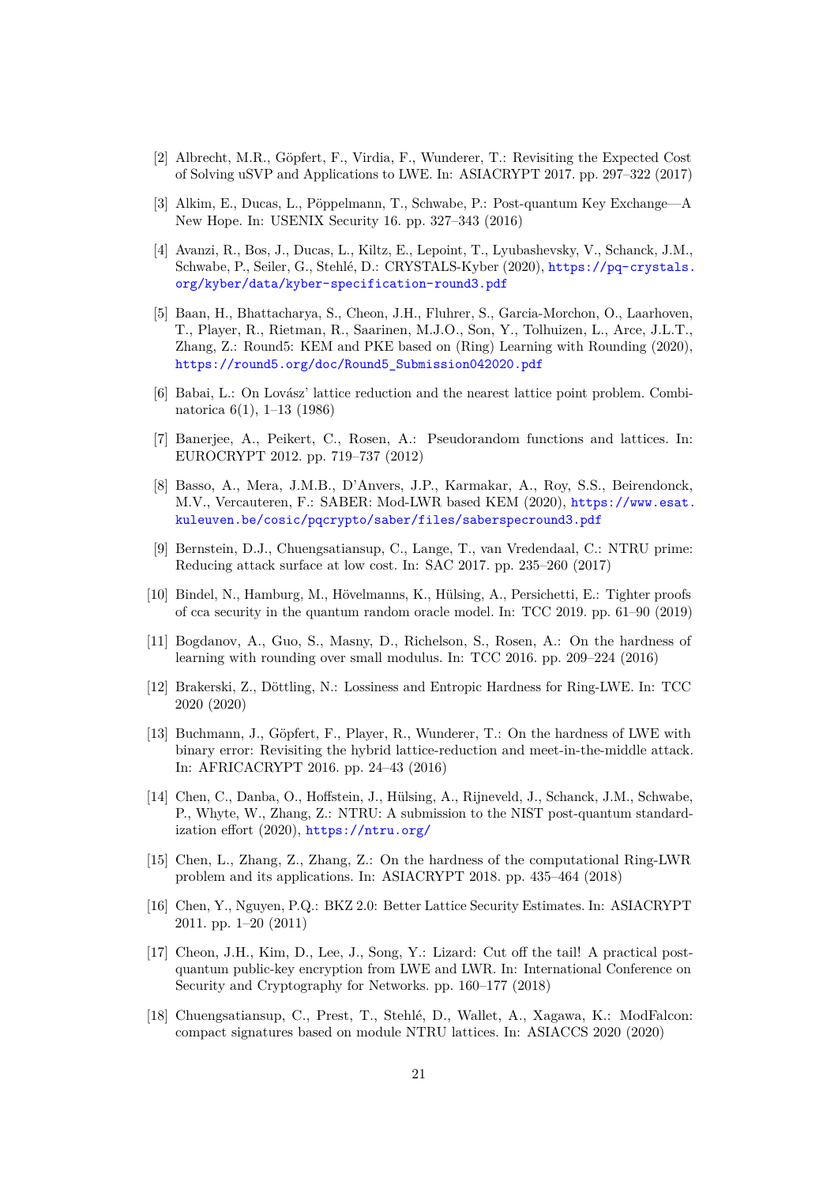[2] Albrecht, M.R., Göpfert, F., Virdia, F., Wunderer, T.: Revisiting the Expected Cost of Solving uSVP and Applications to LWE. In: ASIACRYPT 2017. pp. 297–322 (2017)

[3] Alkim, E., Ducas, L., Pöppelmann, T., Schwabe, P.: Post-quantum Key Exchange—A New Hope. In: USENIX Security 16. pp. 327–343 (2016)

[4] Avanzi, R., Bos, J., Ducas, L., Kiltz, E., Lepoint, T., Lyubashevsky, V., Schanck, J.M., Schwabe, P., Seiler, G., Stehlé, D.: CRYSTALS-Kyber (2020), https://pq-crystals.org/kyber/data/kyber-specification-round3.pdf

[5] Baan, H., Bhattacharya, S., Cheon, J.H., Fluhrer, S., Garcia-Morchon, O., Laarhoven, T., Player, R., Rietman, R., Saarinen, M.J.O., Son, Y., Tolhuizen, L., Arce, J.L.T., Zhang, Z.: Round5: KEM and PKE based on (Ring) Learning with Rounding (2020), https://round5.org/doc/Round5_Submission042020.pdf

[6] Babai, L.: On Lovász' lattice reduction and the nearest lattice point problem. Combinatorica 6(1), 1–13 (1986)

[7] Banerjee, A., Peikert, C., Rosen, A.: Pseudorandom functions and lattices. In: EUROCRYPT 2012. pp. 719–737 (2012)

[8] Basso, A., Mera, J.M.B., D'Anvers, J.P., Karmakar, A., Roy, S.S., Beirendonck, M.V., Vercauteren, F.: SABER: Mod-LWR based KEM (2020), https://www.esat.kuleuven.be/cosic/pqcrypto/saber/files/saberspecround3.pdf

[9] Bernstein, D.J., Chuengsatiansup, C., Lange, T., van Vredendaal, C.: NTRU prime: Reducing attack surface at low cost. In: SAC 2017. pp. 235–260 (2017)

[10] Bindel, N., Hamburg, M., Hövelmanns, K., Hülsing, A., Persichetti, E.: Tighter proofs of cca security in the quantum random oracle model. In: TCC 2019. pp. 61–90 (2019)

[11] Bogdanov, A., Guo, S., Masny, D., Richelson, S., Rosen, A.: On the hardness of learning with rounding over small modulus. In: TCC 2016. pp. 209–224 (2016)

[12] Brakerski, Z., Döttling, N.: Lossiness and Entropic Hardness for Ring-LWE. In: TCC 2020 (2020)

[13] Buchmann, J., Göpfert, F., Player, R., Wunderer, T.: On the hardness of LWE with binary error: Revisiting the hybrid lattice-reduction and meet-in-the-middle attack. In: AFRICACRYPT 2016. pp. 24–43 (2016)

[14] Chen, C., Danba, O., Hoffstein, J., Hülsing, A., Rijneveld, J., Schanck, J.M., Schwabe, P., Whyte, W., Zhang, Z.: NTRU: A submission to the NIST post-quantum standardization effort (2020), https://ntru.org/

[15] Chen, L., Zhang, Z., Zhang, Z.: On the hardness of the computational Ring-LWR problem and its applications. In: ASIACRYPT 2018. pp. 435–464 (2018)

[16] Chen, Y., Nguyen, P.Q.: BKZ 2.0: Better Lattice Security Estimates. In: ASIACRYPT 2011. pp. 1–20 (2011)

[17] Cheon, J.H., Kim, D., Lee, J., Song, Y.: Lizard: Cut off the tail! A practical post-quantum public-key encryption from LWE and LWR. In: International Conference on Security and Cryptography for Networks. pp. 160–177 (2018)

[18] Chuengsatiansup, C., Prest, T., Stehlé, D., Wallet, A., Xagawa, K.: ModFalcon: compact signatures based on module NTRU lattices. In: ASIACCS 2020 (2020)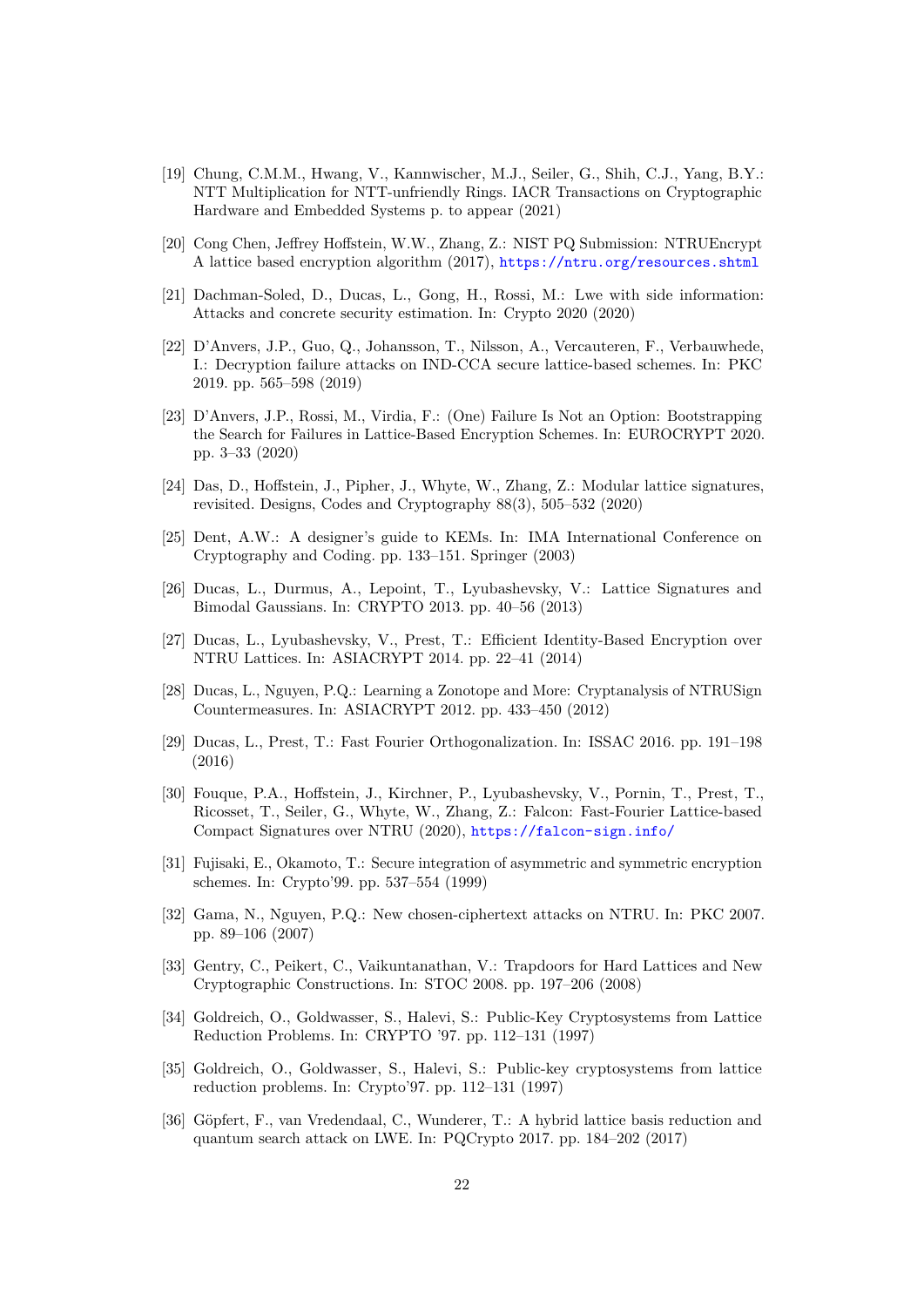[19] Chung, C.M.M., Hwang, V., Kannwischer, M.J., Seiler, G., Shih, C.J., Yang, B.Y.: NTT Multiplication for NTT-unfriendly Rings. IACR Transactions on Cryptographic Hardware and Embedded Systems p. to appear (2021)

[20] Cong Chen, Jeffrey Hoffstein, W.W., Zhang, Z.: NIST PQ Submission: NTRUEncrypt A lattice based encryption algorithm (2017), https://ntru.org/resources.shtml

[21] Dachman-Soled, D., Ducas, L., Gong, H., Rossi, M.: Lwe with side information: Attacks and concrete security estimation. In: Crypto 2020 (2020)

[22] D'Anvers, J.P., Guo, Q., Johansson, T., Nilsson, A., Vercauteren, F., Verbauwhede, I.: Decryption failure attacks on IND-CCA secure lattice-based schemes. In: PKC 2019. pp. 565–598 (2019)

[23] D'Anvers, J.P., Rossi, M., Virdia, F.: (One) Failure Is Not an Option: Bootstrapping the Search for Failures in Lattice-Based Encryption Schemes. In: EUROCRYPT 2020. pp. 3–33 (2020)

[24] Das, D., Hoffstein, J., Pipher, J., Whyte, W., Zhang, Z.: Modular lattice signatures, revisited. Designs, Codes and Cryptography 88(3), 505–532 (2020)

[25] Dent, A.W.: A designer's guide to KEMs. In: IMA International Conference on Cryptography and Coding. pp. 133–151. Springer (2003)

[26] Ducas, L., Durmus, A., Lepoint, T., Lyubashevsky, V.: Lattice Signatures and Bimodal Gaussians. In: CRYPTO 2013. pp. 40–56 (2013)

[27] Ducas, L., Lyubashevsky, V., Prest, T.: Efficient Identity-Based Encryption over NTRU Lattices. In: ASIACRYPT 2014. pp. 22–41 (2014)

[28] Ducas, L., Nguyen, P.Q.: Learning a Zonotope and More: Cryptanalysis of NTRUSign Countermeasures. In: ASIACRYPT 2012. pp. 433–450 (2012)

[29] Ducas, L., Prest, T.: Fast Fourier Orthogonalization. In: ISSAC 2016. pp. 191–198 (2016)

[30] Fouque, P.A., Hoffstein, J., Kirchner, P., Lyubashevsky, V., Pornin, T., Prest, T., Ricosset, T., Seiler, G., Whyte, W., Zhang, Z.: Falcon: Fast-Fourier Lattice-based Compact Signatures over NTRU (2020), https://falcon-sign.info/

[31] Fujisaki, E., Okamoto, T.: Secure integration of asymmetric and symmetric encryption schemes. In: Crypto'99. pp. 537–554 (1999)

[32] Gama, N., Nguyen, P.Q.: New chosen-ciphertext attacks on NTRU. In: PKC 2007. pp. 89–106 (2007)

[33] Gentry, C., Peikert, C., Vaikuntanathan, V.: Trapdoors for Hard Lattices and New Cryptographic Constructions. In: STOC 2008. pp. 197–206 (2008)

[34] Goldreich, O., Goldwasser, S., Halevi, S.: Public-Key Cryptosystems from Lattice Reduction Problems. In: CRYPTO '97. pp. 112–131 (1997)

[35] Goldreich, O., Goldwasser, S., Halevi, S.: Public-key cryptosystems from lattice reduction problems. In: Crypto'97. pp. 112–131 (1997)

[36] Göpfert, F., van Vredendaal, C., Wunderer, T.: A hybrid lattice basis reduction and quantum search attack on LWE. In: PQCrypto 2017. pp. 184–202 (2017)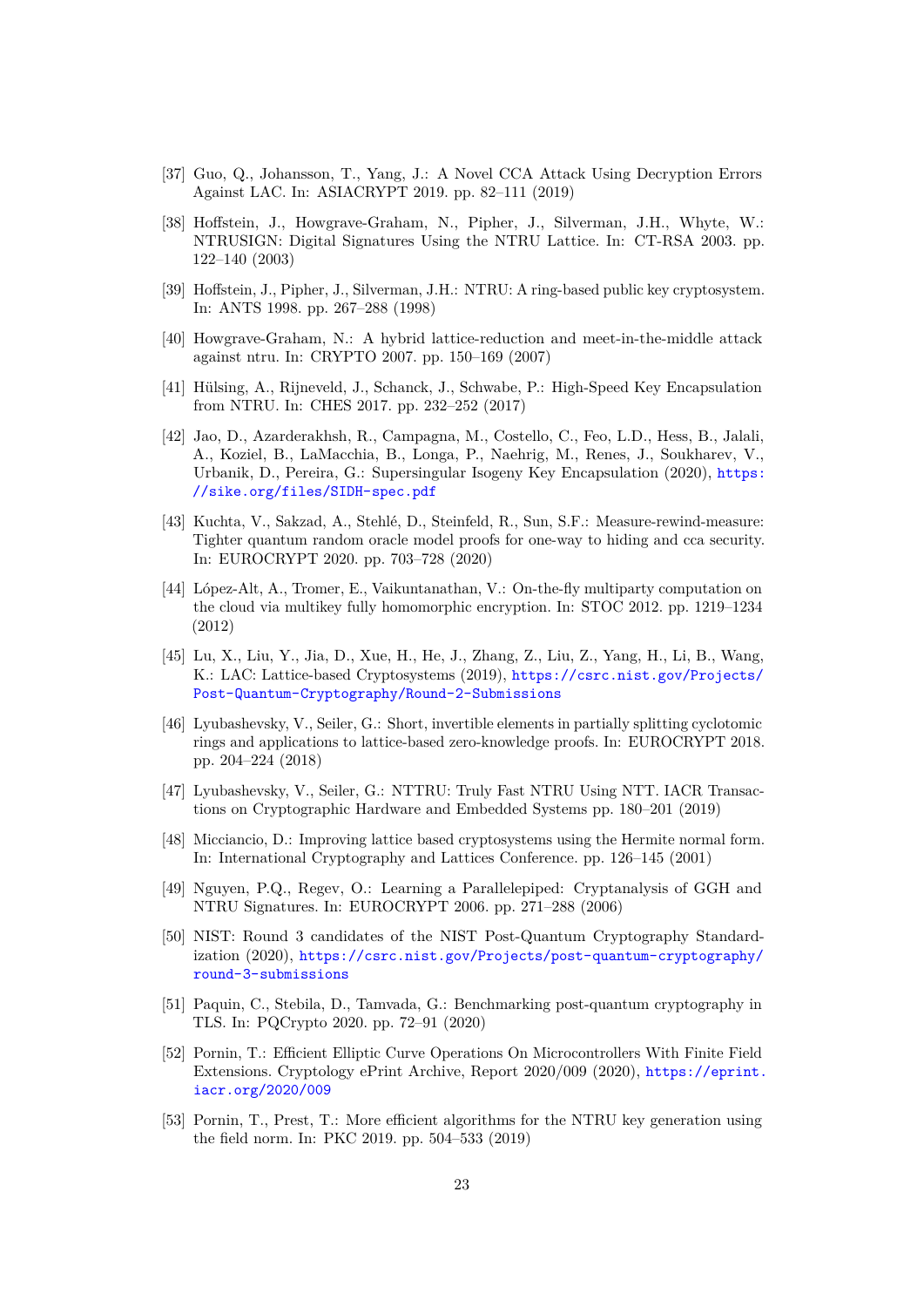[37] Guo, Q., Johansson, T., Yang, J.: A Novel CCA Attack Using Decryption Errors Against LAC. In: ASIACRYPT 2019. pp. 82–111 (2019)

[38] Hoffstein, J., Howgrave-Graham, N., Pipher, J., Silverman, J.H., Whyte, W.: NTRUSIGN: Digital Signatures Using the NTRU Lattice. In: CT-RSA 2003. pp. 122–140 (2003)

[39] Hoffstein, J., Pipher, J., Silverman, J.H.: NTRU: A ring-based public key cryptosystem. In: ANTS 1998. pp. 267–288 (1998)

[40] Howgrave-Graham, N.: A hybrid lattice-reduction and meet-in-the-middle attack against ntru. In: CRYPTO 2007. pp. 150–169 (2007)

[41] Hülsing, A., Rijneveld, J., Schanck, J., Schwabe, P.: High-Speed Key Encapsulation from NTRU. In: CHES 2017. pp. 232–252 (2017)

[42] Jao, D., Azarderakhsh, R., Campagna, M., Costello, C., Feo, L.D., Hess, B., Jalali, A., Koziel, B., LaMacchia, B., Longa, P., Naehrig, M., Renes, J., Soukharev, V., Urbanik, D., Pereira, G.: Supersingular Isogeny Key Encapsulation (2020), https://sike.org/files/SIDH-spec.pdf

[43] Kuchta, V., Sakzad, A., Stehlé, D., Steinfeld, R., Sun, S.F.: Measure-rewind-measure: Tighter quantum random oracle model proofs for one-way to hiding and cca security. In: EUROCRYPT 2020. pp. 703–728 (2020)

[44] López-Alt, A., Tromer, E., Vaikuntanathan, V.: On-the-fly multiparty computation on the cloud via multikey fully homomorphic encryption. In: STOC 2012. pp. 1219–1234 (2012)

[45] Lu, X., Liu, Y., Jia, D., Xue, H., He, J., Zhang, Z., Liu, Z., Yang, H., Li, B., Wang, K.: LAC: Lattice-based Cryptosystems (2019), https://csrc.nist.gov/Projects/Post-Quantum-Cryptography/Round-2-Submissions

[46] Lyubashevsky, V., Seiler, G.: Short, invertible elements in partially splitting cyclotomic rings and applications to lattice-based zero-knowledge proofs. In: EUROCRYPT 2018. pp. 204–224 (2018)

[47] Lyubashevsky, V., Seiler, G.: NTTRU: Truly Fast NTRU Using NTT. IACR Transactions on Cryptographic Hardware and Embedded Systems pp. 180–201 (2019)

[48] Micciancio, D.: Improving lattice based cryptosystems using the Hermite normal form. In: International Cryptography and Lattices Conference. pp. 126–145 (2001)

[49] Nguyen, P.Q., Regev, O.: Learning a Parallelepiped: Cryptanalysis of GGH and NTRU Signatures. In: EUROCRYPT 2006. pp. 271–288 (2006)

[50] NIST: Round 3 candidates of the NIST Post-Quantum Cryptography Standardization (2020), https://csrc.nist.gov/Projects/post-quantum-cryptography/round-3-submissions

[51] Paquin, C., Stebila, D., Tamvada, G.: Benchmarking post-quantum cryptography in TLS. In: PQCrypto 2020. pp. 72–91 (2020)

[52] Pornin, T.: Efficient Elliptic Curve Operations On Microcontrollers With Finite Field Extensions. Cryptology ePrint Archive, Report 2020/009 (2020), https://eprint.iacr.org/2020/009

[53] Pornin, T., Prest, T.: More efficient algorithms for the NTRU key generation using the field norm. In: PKC 2019. pp. 504–533 (2019)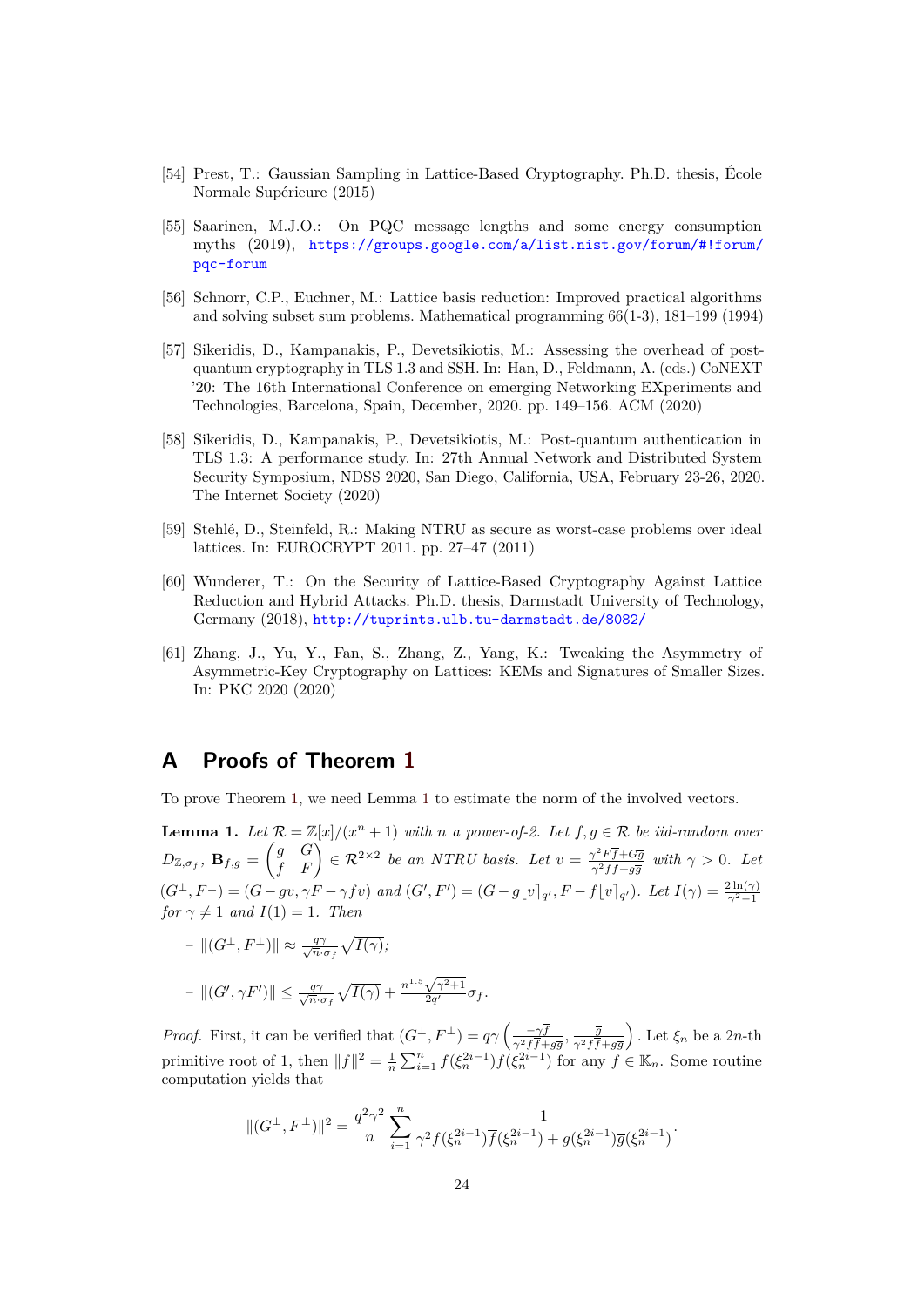[54] Prest, T.: Gaussian Sampling in Lattice-Based Cryptography. Ph.D. thesis, École Normale Supérieure (2015)

[55] Saarinen, M.J.O.: On PQC message lengths and some energy consumption myths (2019), https://groups.google.com/a/list.nist.gov/forum/#!forum/pqc-forum

[56] Schnorr, C.P., Euchner, M.: Lattice basis reduction: Improved practical algorithms and solving subset sum problems. Mathematical programming 66(1-3), 181–199 (1994)

[57] Sikeridis, D., Kampanakis, P., Devetsikiotis, M.: Assessing the overhead of post-quantum cryptography in TLS 1.3 and SSH. In: Han, D., Feldmann, A. (eds.) CoNEXT '20: The 16th International Conference on emerging Networking EXperiments and Technologies, Barcelona, Spain, December, 2020. pp. 149–156. ACM (2020)

[58] Sikeridis, D., Kampanakis, P., Devetsikiotis, M.: Post-quantum authentication in TLS 1.3: A performance study. In: 27th Annual Network and Distributed System Security Symposium, NDSS 2020, San Diego, California, USA, February 23-26, 2020. The Internet Society (2020)

[59] Stehlé, D., Steinfeld, R.: Making NTRU as secure as worst-case problems over ideal lattices. In: EUROCRYPT 2011. pp. 27–47 (2011)

[60] Wunderer, T.: On the Security of Lattice-Based Cryptography Against Lattice Reduction and Hybrid Attacks. Ph.D. thesis, Darmstadt University of Technology, Germany (2018), http://tuprints.ulb.tu-darmstadt.de/8082/

[61] Zhang, J., Yu, Y., Fan, S., Zhang, Z., Yang, K.: Tweaking the Asymmetry of Asymmetric-Key Cryptography on Lattices: KEMs and Signatures of Smaller Sizes. In: PKC 2020 (2020)

# A Proofs of Theorem 1

To prove Theorem 1, we need Lemma 1 to estimate the norm of the involved vectors.

**Lemma 1.** *Let $\mathcal{R} = \mathbb{Z}[x]/(x^n+1)$ with $n$ a power-of-2. Let $f, g \in \mathcal{R}$ be iid-random over $D_{\mathbb{Z},\sigma_f}$, $\mathbf{B}_{f,g} = \begin{pmatrix} g & G \\ f & F \end{pmatrix} \in \mathcal{R}^{2\times 2}$ be an NTRU basis. Let $v = \frac{\gamma^2 F\overline{f} + G\overline{g}}{\gamma^2 f\overline{f} + g\overline{g}}$ with $\gamma > 0$. Let $(G^\perp, F^\perp) = (G - gv, \gamma F - \gamma f v)$ and $(G', F') = (G - g\lfloor v \rceil_{q'}, F - f\lfloor v \rceil_{q'})$. Let $I(\gamma) = \frac{2\ln(\gamma)}{\gamma^2-1}$ for $\gamma \neq 1$ and $I(1) = 1$. Then*

- $\|(G^\perp, F^\perp)\| \approx \frac{q\gamma}{\sqrt{n}\cdot\sigma_f}\sqrt{I(\gamma)}$*;*
- $\|(G', \gamma F')\| \leq \frac{q\gamma}{\sqrt{n}\cdot\sigma_f}\sqrt{I(\gamma)} + \frac{n^{1.5}\sqrt{\gamma^2+1}}{2q'}\sigma_f$*.*

*Proof.* First, it can be verified that $(G^\perp, F^\perp) = q\gamma\left(\frac{-\gamma\overline{f}}{\gamma^2 f\overline{f}+g\overline{g}}, \frac{\overline{g}}{\gamma^2 f\overline{f}+g\overline{g}}\right)$. Let $\xi_n$ be a $2n$-th primitive root of 1, then $\|f\|^2 = \frac{1}{n}\sum_{i=1}^n f(\xi_n^{2i-1})\overline{f}(\xi_n^{2i-1})$ for any $f \in \mathbb{K}_n$. Some routine computation yields that

$$\|(G^\perp, F^\perp)\|^2 = \frac{q^2\gamma^2}{n}\sum_{i=1}^n \frac{1}{\gamma^2 f(\xi_n^{2i-1})\overline{f}(\xi_n^{2i-1}) + g(\xi_n^{2i-1})\overline{g}(\xi_n^{2i-1})}.$$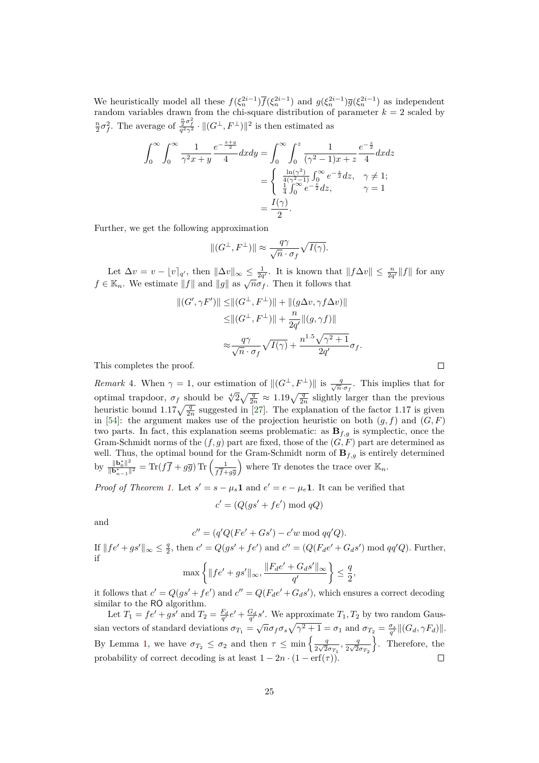We heuristically model all these $f(\xi_n^{2i-1})\overline{f}(\xi_n^{2i-1})$ and $g(\xi_n^{2i-1})\overline{g}(\xi_n^{2i-1})$ as independent random variables drawn from the chi-square distribution of parameter $k=2$ scaled by $\frac{n}{2}\sigma_f^2$. The average of $\frac{\frac{n}{2}\sigma_f^2}{q^2\gamma^2}\cdot\|(G^\perp,F^\perp)\|^2$ is then estimated as

$$
\begin{aligned}
\int_0^\infty\int_0^\infty \frac{1}{\gamma^2 x+y}\frac{e^{-\frac{x+y}{2}}}{4}dxdy &= \int_0^\infty\int_0^z \frac{1}{(\gamma^2-1)x+z}\frac{e^{-\frac{z}{2}}}{4}dxdz\\
&= \begin{cases} \frac{\ln(\gamma^2)}{4(\gamma^2-1)}\int_0^\infty e^{-\frac{z}{2}}dz, & \gamma\neq 1;\\ \frac{1}{4}\int_0^\infty e^{-\frac{z}{2}}dz, & \gamma=1\end{cases}\\
&= \frac{I(\gamma)}{2}.
\end{aligned}
$$

Further, we get the following approximation

$$
\|(G^\perp,F^\perp)\| \approx \frac{q\gamma}{\sqrt{n}\cdot\sigma_f}\sqrt{I(\gamma)}.
$$

Let $\Delta v = v - \lfloor v\rceil_{q'}$, then $\|\Delta v\|_\infty \le \frac{1}{2q'}$. It is known that $\|f\Delta v\| \le \frac{n}{2q'}\|f\|$ for any $f\in\mathbb{K}_n$. We estimate $\|f\|$ and $\|g\|$ as $\sqrt{n}\sigma_f$. Then it follows that

$$
\begin{aligned}
\|(G',\gamma F')\| \le& \|(G^\perp,F^\perp)\| + \|(g\Delta v,\gamma f\Delta v)\|\\
\le& \|(G^\perp,F^\perp)\| + \frac{n}{2q'}\|(g,\gamma f)\|\\
\approx& \frac{q\gamma}{\sqrt{n}\cdot\sigma_f}\sqrt{I(\gamma)} + \frac{n^{1.5}\sqrt{\gamma^2+1}}{2q'}\sigma_f.
\end{aligned}
$$

This completes the proof. $\square$

*Remark 4.* When $\gamma=1$, our estimation of $\|(G^\perp,F^\perp)\|$ is $\frac{q}{\sqrt{n}\cdot\sigma_f}$. This implies that for optimal trapdoor, $\sigma_f$ should be $\sqrt[4]{2}\sqrt{\frac{q}{2n}}\approx 1.19\sqrt{\frac{q}{2n}}$ slightly larger than the previous heuristic bound $1.17\sqrt{\frac{q}{2n}}$ suggested in [27]. The explanation of the factor 1.17 is given in [54]: the argument makes use of the projection heuristic on both $(g,f)$ and $(G,F)$ two parts. In fact, this explanation seems problematic: as $\mathbf{B}_{f,g}$ is symplectic, once the Gram-Schmidt norms of the $(f,g)$ part are fixed, those of the $(G,F)$ part are determined as well. Thus, the optimal bound for the Gram-Schmidt norm of $\mathbf{B}_{f,g}$ is entirely determined by $\frac{\|\mathbf{b}_0^*\|^2}{\|\mathbf{b}_{n-1}^*\|^2} = \mathrm{Tr}(f\overline{f}+g\overline{g})\,\mathrm{Tr}\left(\frac{1}{f\overline{f}+g\overline{g}}\right)$ where Tr denotes the trace over $\mathbb{K}_n$.

*Proof of Theorem 1.* Let $s' = s-\mu_s\mathbf{1}$ and $e'=e-\mu_e\mathbf{1}$. It can be verified that

$$
c' = (Q(gs'+fe') \bmod qQ)
$$

and

$$
c'' = (q'Q(Fe'+Gs') - c'w \bmod qq'Q).
$$

If $\|fe'+gs'\|_\infty \le \frac{q}{2}$, then $c' = Q(gs'+fe')$ and $c'' = (Q(F_de'+G_ds') \bmod qq'Q)$. Further, if

$$
\max\left\{\|fe'+gs'\|_\infty, \frac{\|F_de'+G_ds'\|_\infty}{q'}\right\} \le \frac{q}{2},
$$

it follows that $c' = Q(gs'+fe')$ and $c'' = Q(F_de'+G_ds')$, which ensures a correct decoding similar to the RO algorithm.

Let $T_1 = fe'+gs'$ and $T_2 = \frac{F_d}{q'}e' + \frac{G_d}{q'}s'$. We approximate $T_1, T_2$ by two random Gaussian vectors of standard deviations $\sigma_{T_1} = \sqrt{n}\sigma_f\sigma_s\sqrt{\gamma^2+1} = \sigma_1$ and $\sigma_{T_2} = \frac{\sigma_s}{q'}\|(G_d,\gamma F_d)\|$. By Lemma 1, we have $\sigma_{T_2}\le\sigma_2$ and then $\tau \le \min\left\{\frac{q}{2\sqrt{2}\sigma_{T_1}}, \frac{q}{2\sqrt{2}\sigma_{T_2}}\right\}$. Therefore, the probability of correct decoding is at least $1-2n\cdot(1-\mathrm{erf}(\tau))$. $\square$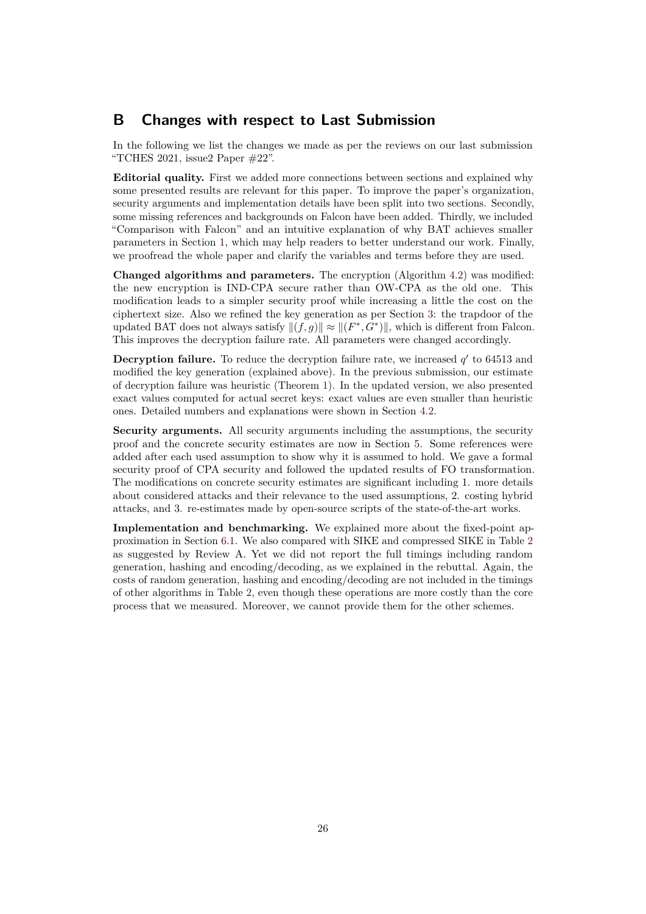# B Changes with respect to Last Submission

In the following we list the changes we made as per the reviews on our last submission "TCHES 2021, issue2 Paper #22".

**Editorial quality.** First we added more connections between sections and explained why some presented results are relevant for this paper. To improve the paper's organization, security arguments and implementation details have been split into two sections. Secondly, some missing references and backgrounds on Falcon have been added. Thirdly, we included "Comparison with Falcon" and an intuitive explanation of why BAT achieves smaller parameters in Section 1, which may help readers to better understand our work. Finally, we proofread the whole paper and clarify the variables and terms before they are used.

**Changed algorithms and parameters.** The encryption (Algorithm 4.2) was modified: the new encryption is IND-CPA secure rather than OW-CPA as the old one. This modification leads to a simpler security proof while increasing a little the cost on the ciphertext size. Also we refined the key generation as per Section 3: the trapdoor of the updated BAT does not always satisfy $\|(f,g)\| \approx \|(F^*,G^*)\|$, which is different from Falcon. This improves the decryption failure rate. All parameters were changed accordingly.

**Decryption failure.** To reduce the decryption failure rate, we increased $q'$ to 64513 and modified the key generation (explained above). In the previous submission, our estimate of decryption failure was heuristic (Theorem 1). In the updated version, we also presented exact values computed for actual secret keys: exact values are even smaller than heuristic ones. Detailed numbers and explanations were shown in Section 4.2.

**Security arguments.** All security arguments including the assumptions, the security proof and the concrete security estimates are now in Section 5. Some references were added after each used assumption to show why it is assumed to hold. We gave a formal security proof of CPA security and followed the updated results of FO transformation. The modifications on concrete security estimates are significant including 1. more details about considered attacks and their relevance to the used assumptions, 2. costing hybrid attacks, and 3. re-estimates made by open-source scripts of the state-of-the-art works.

**Implementation and benchmarking.** We explained more about the fixed-point approximation in Section 6.1. We also compared with SIKE and compressed SIKE in Table 2 as suggested by Review A. Yet we did not report the full timings including random generation, hashing and encoding/decoding, as we explained in the rebuttal. Again, the costs of random generation, hashing and encoding/decoding are not included in the timings of other algorithms in Table 2, even though these operations are more costly than the core process that we measured. Moreover, we cannot provide them for the other schemes.